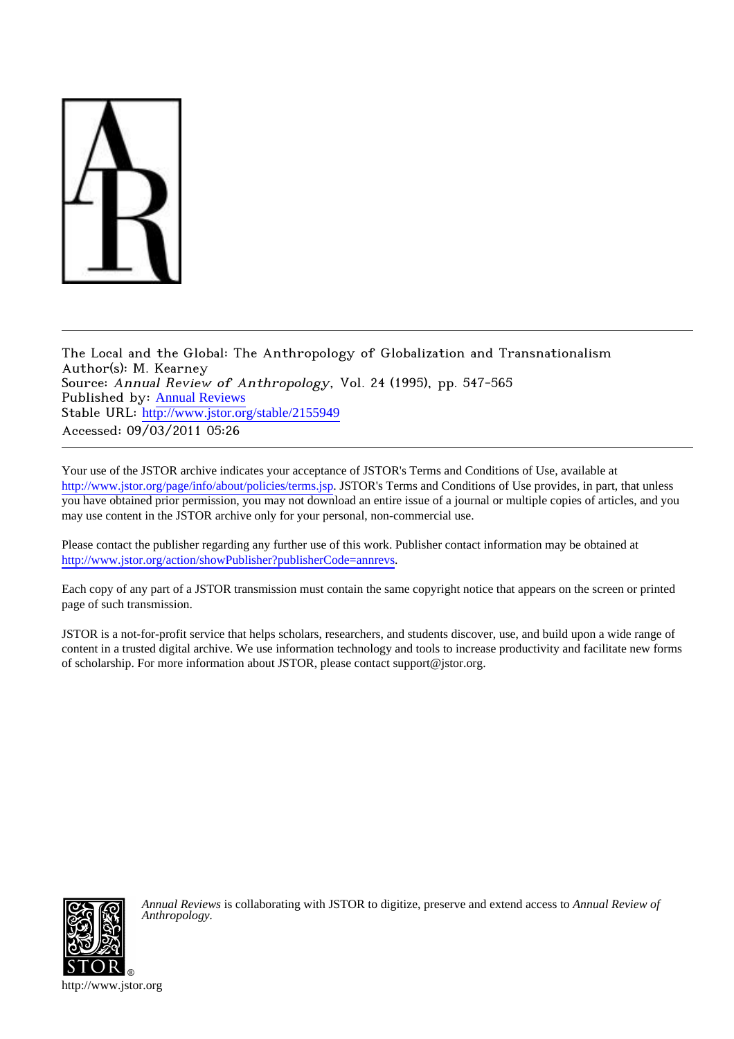The Local and the Global: The Anthropology of Globalization and Transnationalism
Author(s): M. Kearney
Source: *Annual Review of Anthropology*, Vol. 24 (1995), pp. 547-565
Published by: Annual Reviews
Stable URL: http://www.jstor.org/stable/2155949
Accessed: 09/03/2011 05:26

---

Your use of the JSTOR archive indicates your acceptance of JSTOR's Terms and Conditions of Use, available at http://www.jstor.org/page/info/about/policies/terms.jsp. JSTOR's Terms and Conditions of Use provides, in part, that unless you have obtained prior permission, you may not download an entire issue of a journal or multiple copies of articles, and you may use content in the JSTOR archive only for your personal, non-commercial use.

Please contact the publisher regarding any further use of this work. Publisher contact information may be obtained at http://www.jstor.org/action/showPublisher?publisherCode=annrevs.

Each copy of any part of a JSTOR transmission must contain the same copyright notice that appears on the screen or printed page of such transmission.

JSTOR is a not-for-profit service that helps scholars, researchers, and students discover, use, and build upon a wide range of content in a trusted digital archive. We use information technology and tools to increase productivity and facilitate new forms of scholarship. For more information about JSTOR, please contact support@jstor.org.

*Annual Reviews* is collaborating with JSTOR to digitize, preserve and extend access to *Annual Review of Anthropology.*

http://www.jstor.org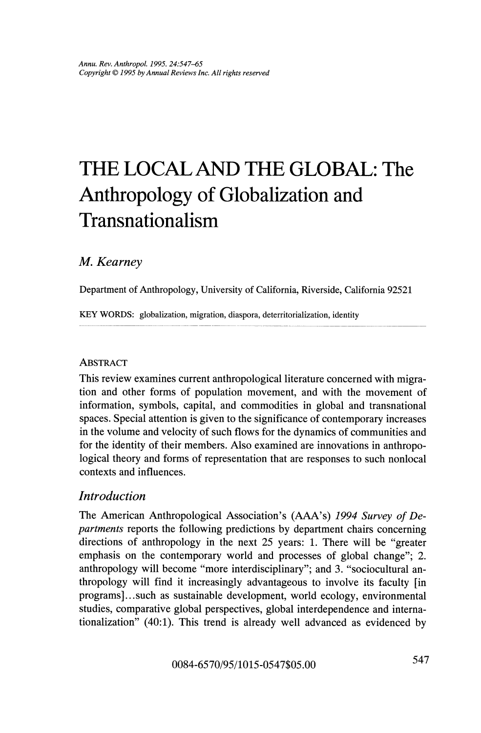# THE LOCAL AND THE GLOBAL: The Anthropology of Globalization and Transnationalism

*M. Kearney*

Department of Anthropology, University of California, Riverside, California 92521

KEY WORDS: globalization, migration, diaspora, deterritorialization, identity

---

ABSTRACT

This review examines current anthropological literature concerned with migration and other forms of population movement, and with the movement of information, symbols, capital, and commodities in global and transnational spaces. Special attention is given to the significance of contemporary increases in the volume and velocity of such flows for the dynamics of communities and for the identity of their members. Also examined are innovations in anthropological theory and forms of representation that are responses to such nonlocal contexts and influences.

## *Introduction*

The American Anthropological Association's (AAA's) *1994 Survey of Departments* reports the following predictions by department chairs concerning directions of anthropology in the next 25 years: 1. There will be "greater emphasis on the contemporary world and processes of global change"; 2. anthropology will become "more interdisciplinary"; and 3. "sociocultural anthropology will find it increasingly advantageous to involve its faculty [in programs]...such as sustainable development, world ecology, environmental studies, comparative global perspectives, global interdependence and internationalization" (40:1). This trend is already well advanced as evidenced by

0084-6570/95/1015-0547$05.00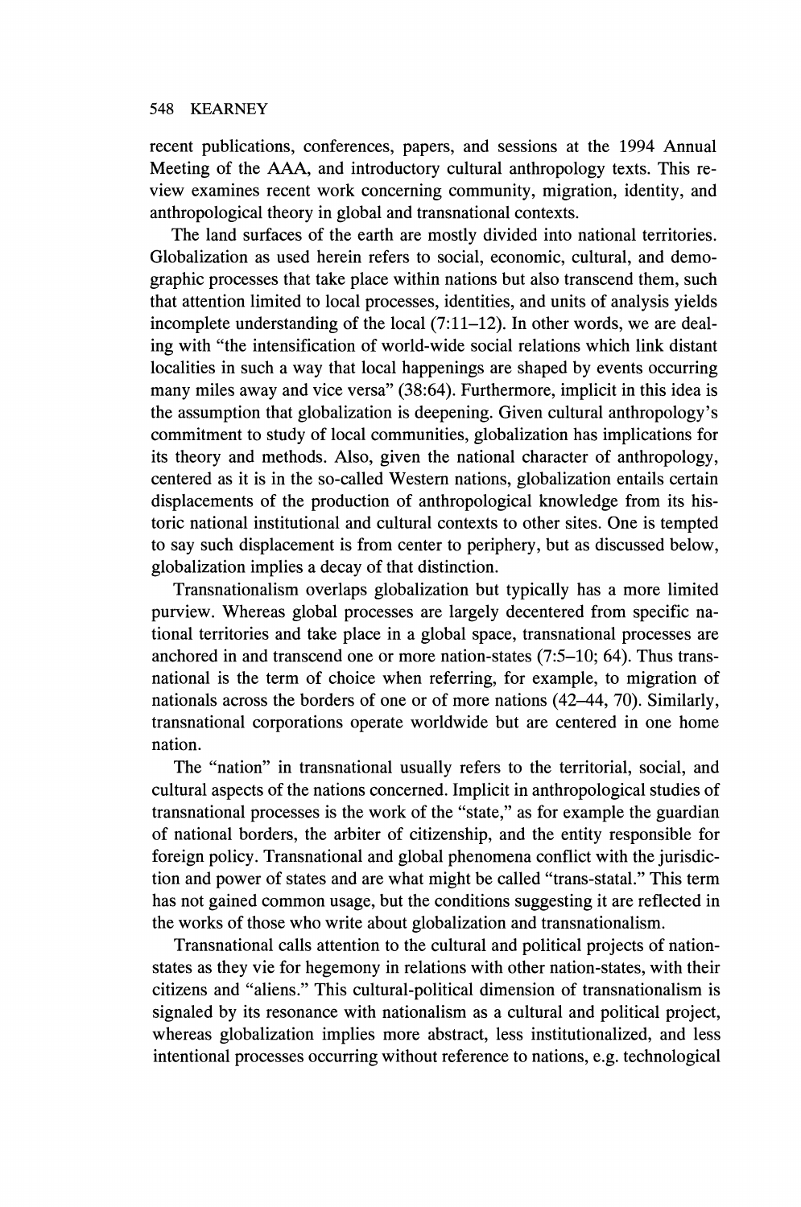recent publications, conferences, papers, and sessions at the 1994 Annual Meeting of the AAA, and introductory cultural anthropology texts. This review examines recent work concerning community, migration, identity, and anthropological theory in global and transnational contexts.

The land surfaces of the earth are mostly divided into national territories. Globalization as used herein refers to social, economic, cultural, and demographic processes that take place within nations but also transcend them, such that attention limited to local processes, identities, and units of analysis yields incomplete understanding of the local (7:11–12). In other words, we are dealing with "the intensification of world-wide social relations which link distant localities in such a way that local happenings are shaped by events occurring many miles away and vice versa" (38:64). Furthermore, implicit in this idea is the assumption that globalization is deepening. Given cultural anthropology's commitment to study of local communities, globalization has implications for its theory and methods. Also, given the national character of anthropology, centered as it is in the so-called Western nations, globalization entails certain displacements of the production of anthropological knowledge from its historic national institutional and cultural contexts to other sites. One is tempted to say such displacement is from center to periphery, but as discussed below, globalization implies a decay of that distinction.

Transnationalism overlaps globalization but typically has a more limited purview. Whereas global processes are largely decentered from specific national territories and take place in a global space, transnational processes are anchored in and transcend one or more nation-states (7:5–10; 64). Thus transnational is the term of choice when referring, for example, to migration of nationals across the borders of one or of more nations (42–44, 70). Similarly, transnational corporations operate worldwide but are centered in one home nation.

The "nation" in transnational usually refers to the territorial, social, and cultural aspects of the nations concerned. Implicit in anthropological studies of transnational processes is the work of the "state," as for example the guardian of national borders, the arbiter of citizenship, and the entity responsible for foreign policy. Transnational and global phenomena conflict with the jurisdiction and power of states and are what might be called "trans-statal." This term has not gained common usage, but the conditions suggesting it are reflected in the works of those who write about globalization and transnationalism.

Transnational calls attention to the cultural and political projects of nation-states as they vie for hegemony in relations with other nation-states, with their citizens and "aliens." This cultural-political dimension of transnationalism is signaled by its resonance with nationalism as a cultural and political project, whereas globalization implies more abstract, less institutionalized, and less intentional processes occurring without reference to nations, e.g. technological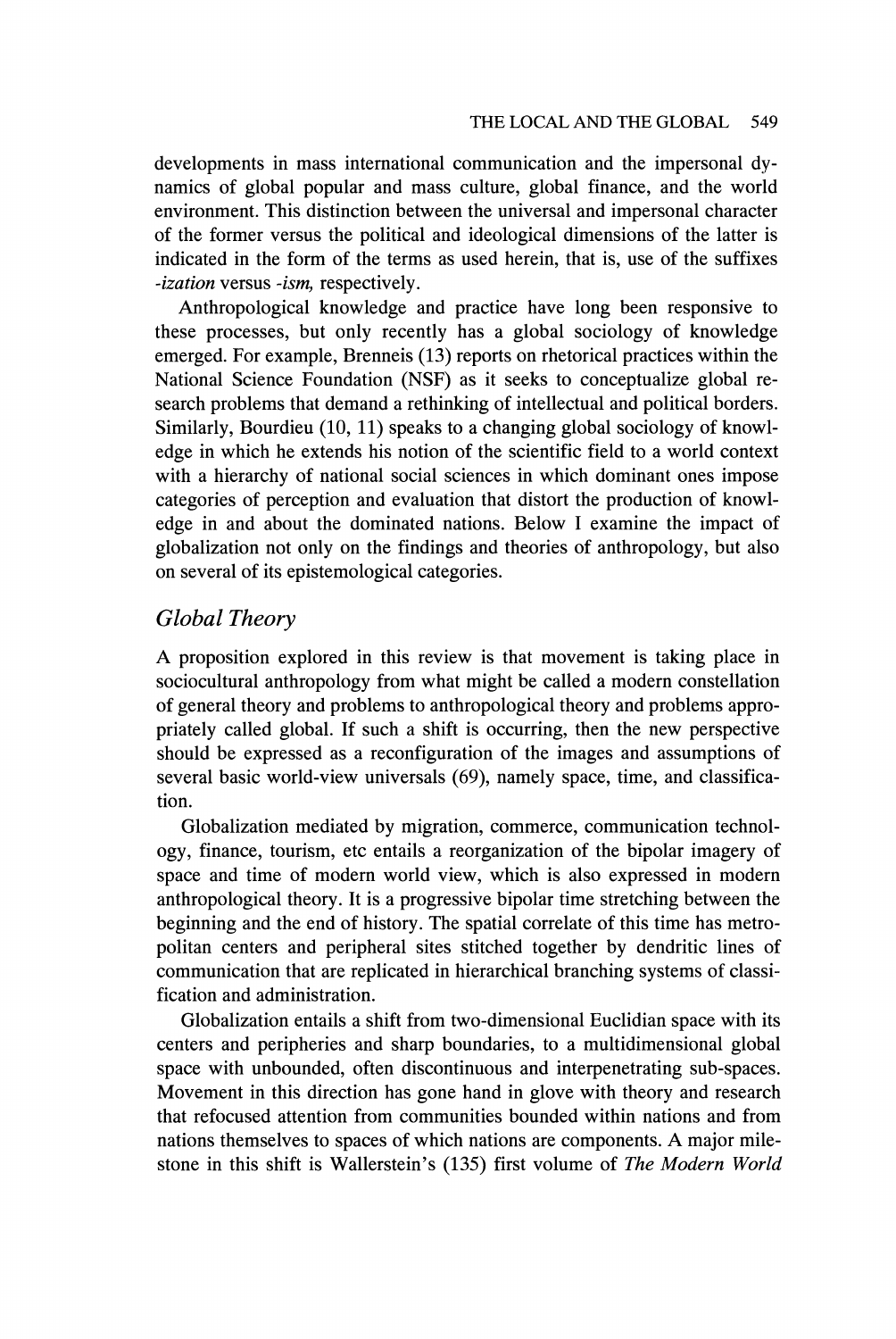developments in mass international communication and the impersonal dynamics of global popular and mass culture, global finance, and the world environment. This distinction between the universal and impersonal character of the former versus the political and ideological dimensions of the latter is indicated in the form of the terms as used herein, that is, use of the suffixes *-ization* versus *-ism,* respectively.

Anthropological knowledge and practice have long been responsive to these processes, but only recently has a global sociology of knowledge emerged. For example, Brenneis (13) reports on rhetorical practices within the National Science Foundation (NSF) as it seeks to conceptualize global research problems that demand a rethinking of intellectual and political borders. Similarly, Bourdieu (10, 11) speaks to a changing global sociology of knowledge in which he extends his notion of the scientific field to a world context with a hierarchy of national social sciences in which dominant ones impose categories of perception and evaluation that distort the production of knowledge in and about the dominated nations. Below I examine the impact of globalization not only on the findings and theories of anthropology, but also on several of its epistemological categories.

## *Global Theory*

A proposition explored in this review is that movement is taking place in sociocultural anthropology from what might be called a modern constellation of general theory and problems to anthropological theory and problems appropriately called global. If such a shift is occurring, then the new perspective should be expressed as a reconfiguration of the images and assumptions of several basic world-view universals (69), namely space, time, and classification.

Globalization mediated by migration, commerce, communication technology, finance, tourism, etc entails a reorganization of the bipolar imagery of space and time of modern world view, which is also expressed in modern anthropological theory. It is a progressive bipolar time stretching between the beginning and the end of history. The spatial correlate of this time has metropolitan centers and peripheral sites stitched together by dendritic lines of communication that are replicated in hierarchical branching systems of classification and administration.

Globalization entails a shift from two-dimensional Euclidian space with its centers and peripheries and sharp boundaries, to a multidimensional global space with unbounded, often discontinuous and interpenetrating sub-spaces. Movement in this direction has gone hand in glove with theory and research that refocused attention from communities bounded within nations and from nations themselves to spaces of which nations are components. A major milestone in this shift is Wallerstein's (135) first volume of *The Modern World*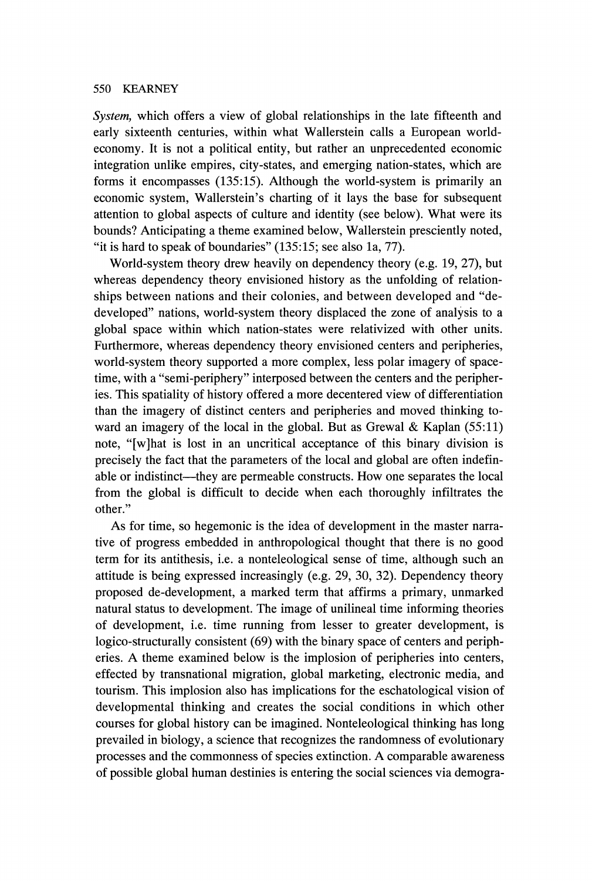*System,* which offers a view of global relationships in the late fifteenth and early sixteenth centuries, within what Wallerstein calls a European world-economy. It is not a political entity, but rather an unprecedented economic integration unlike empires, city-states, and emerging nation-states, which are forms it encompasses (135:15). Although the world-system is primarily an economic system, Wallerstein's charting of it lays the base for subsequent attention to global aspects of culture and identity (see below). What were its bounds? Anticipating a theme examined below, Wallerstein presciently noted, "it is hard to speak of boundaries" (135:15; see also 1a, 77).

World-system theory drew heavily on dependency theory (e.g. 19, 27), but whereas dependency theory envisioned history as the unfolding of relationships between nations and their colonies, and between developed and "de-developed" nations, world-system theory displaced the zone of analysis to a global space within which nation-states were relativized with other units. Furthermore, whereas dependency theory envisioned centers and peripheries, world-system theory supported a more complex, less polar imagery of space-time, with a "semi-periphery" interposed between the centers and the peripheries. This spatiality of history offered a more decentered view of differentiation than the imagery of distinct centers and peripheries and moved thinking toward an imagery of the local in the global. But as Grewal & Kaplan (55:11) note, "[w]hat is lost in an uncritical acceptance of this binary division is precisely the fact that the parameters of the local and global are often indefinable or indistinct—they are permeable constructs. How one separates the local from the global is difficult to decide when each thoroughly infiltrates the other."

As for time, so hegemonic is the idea of development in the master narrative of progress embedded in anthropological thought that there is no good term for its antithesis, i.e. a nonteleological sense of time, although such an attitude is being expressed increasingly (e.g. 29, 30, 32). Dependency theory proposed de-development, a marked term that affirms a primary, unmarked natural status to development. The image of unilineal time informing theories of development, i.e. time running from lesser to greater development, is logico-structurally consistent (69) with the binary space of centers and peripheries. A theme examined below is the implosion of peripheries into centers, effected by transnational migration, global marketing, electronic media, and tourism. This implosion also has implications for the eschatological vision of developmental thinking and creates the social conditions in which other courses for global history can be imagined. Nonteleological thinking has long prevailed in biology, a science that recognizes the randomness of evolutionary processes and the commonness of species extinction. A comparable awareness of possible global human destinies is entering the social sciences via demogra-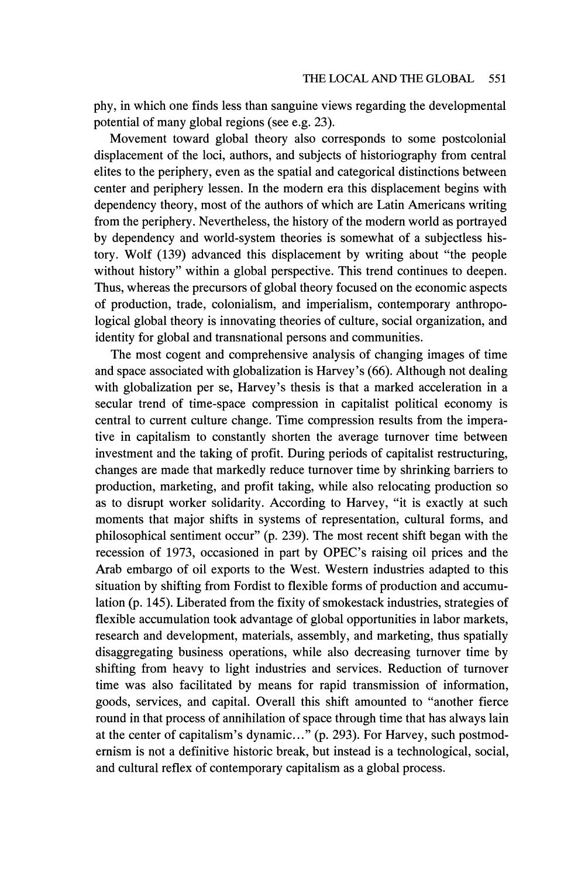phy, in which one finds less than sanguine views regarding the developmental potential of many global regions (see e.g. 23).

Movement toward global theory also corresponds to some postcolonial displacement of the loci, authors, and subjects of historiography from central elites to the periphery, even as the spatial and categorical distinctions between center and periphery lessen. In the modern era this displacement begins with dependency theory, most of the authors of which are Latin Americans writing from the periphery. Nevertheless, the history of the modern world as portrayed by dependency and world-system theories is somewhat of a subjectless history. Wolf (139) advanced this displacement by writing about "the people without history" within a global perspective. This trend continues to deepen. Thus, whereas the precursors of global theory focused on the economic aspects of production, trade, colonialism, and imperialism, contemporary anthropological global theory is innovating theories of culture, social organization, and identity for global and transnational persons and communities.

The most cogent and comprehensive analysis of changing images of time and space associated with globalization is Harvey's (66). Although not dealing with globalization per se, Harvey's thesis is that a marked acceleration in a secular trend of time-space compression in capitalist political economy is central to current culture change. Time compression results from the imperative in capitalism to constantly shorten the average turnover time between investment and the taking of profit. During periods of capitalist restructuring, changes are made that markedly reduce turnover time by shrinking barriers to production, marketing, and profit taking, while also relocating production so as to disrupt worker solidarity. According to Harvey, "it is exactly at such moments that major shifts in systems of representation, cultural forms, and philosophical sentiment occur" (p. 239). The most recent shift began with the recession of 1973, occasioned in part by OPEC's raising oil prices and the Arab embargo of oil exports to the West. Western industries adapted to this situation by shifting from Fordist to flexible forms of production and accumulation (p. 145). Liberated from the fixity of smokestack industries, strategies of flexible accumulation took advantage of global opportunities in labor markets, research and development, materials, assembly, and marketing, thus spatially disaggregating business operations, while also decreasing turnover time by shifting from heavy to light industries and services. Reduction of turnover time was also facilitated by means for rapid transmission of information, goods, services, and capital. Overall this shift amounted to "another fierce round in that process of annihilation of space through time that has always lain at the center of capitalism's dynamic..." (p. 293). For Harvey, such postmodernism is not a definitive historic break, but instead is a technological, social, and cultural reflex of contemporary capitalism as a global process.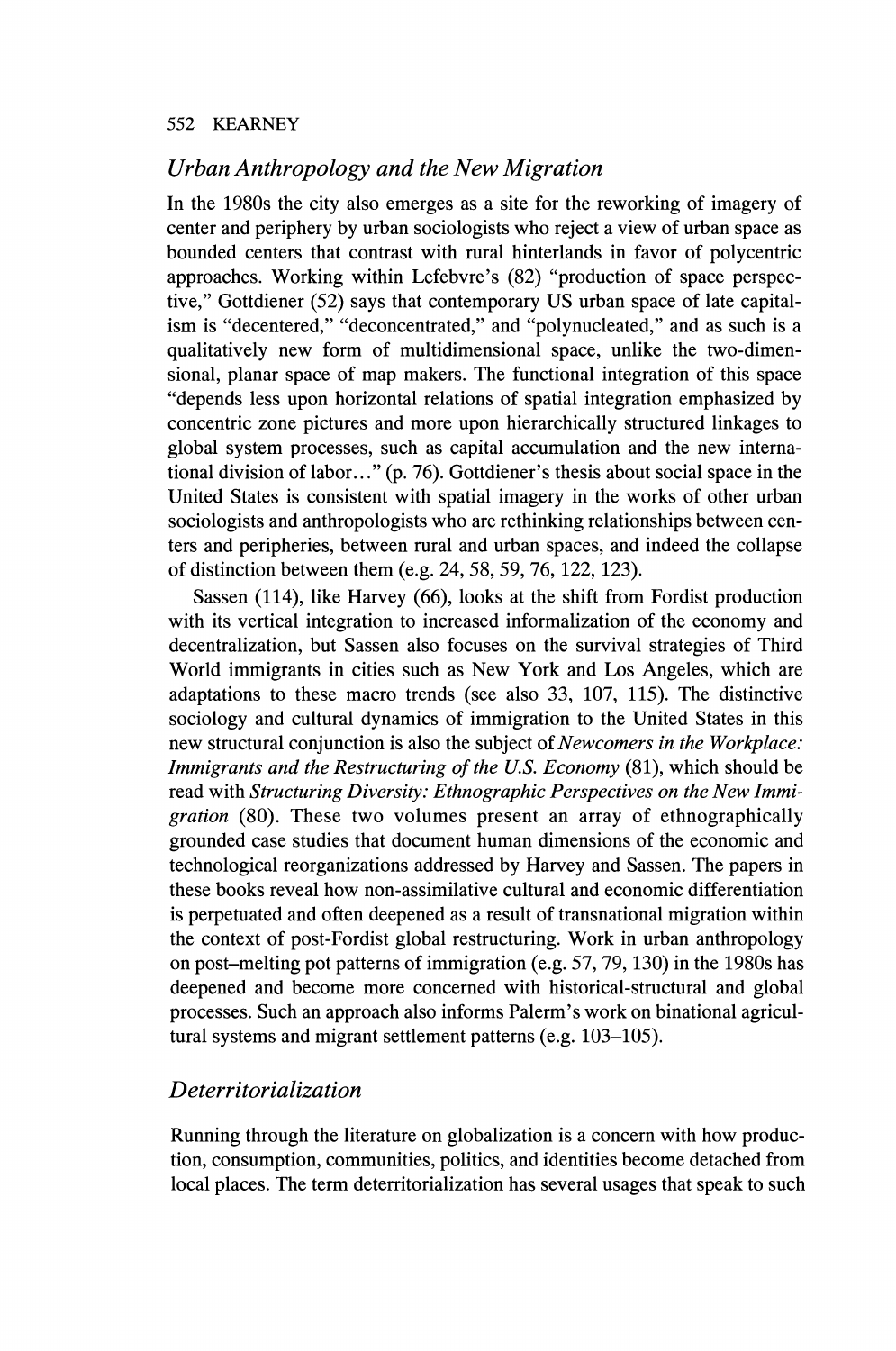## *Urban Anthropology and the New Migration*

In the 1980s the city also emerges as a site for the reworking of imagery of center and periphery by urban sociologists who reject a view of urban space as bounded centers that contrast with rural hinterlands in favor of polycentric approaches. Working within Lefebvre's (82) "production of space perspective," Gottdiener (52) says that contemporary US urban space of late capitalism is "decentered," "deconcentrated," and "polynucleated," and as such is a qualitatively new form of multidimensional space, unlike the two-dimensional, planar space of map makers. The functional integration of this space "depends less upon horizontal relations of spatial integration emphasized by concentric zone pictures and more upon hierarchically structured linkages to global system processes, such as capital accumulation and the new international division of labor..." (p. 76). Gottdiener's thesis about social space in the United States is consistent with spatial imagery in the works of other urban sociologists and anthropologists who are rethinking relationships between centers and peripheries, between rural and urban spaces, and indeed the collapse of distinction between them (e.g. 24, 58, 59, 76, 122, 123).

Sassen (114), like Harvey (66), looks at the shift from Fordist production with its vertical integration to increased informalization of the economy and decentralization, but Sassen also focuses on the survival strategies of Third World immigrants in cities such as New York and Los Angeles, which are adaptations to these macro trends (see also 33, 107, 115). The distinctive sociology and cultural dynamics of immigration to the United States in this new structural conjunction is also the subject of *Newcomers in the Workplace: Immigrants and the Restructuring of the U.S. Economy* (81), which should be read with *Structuring Diversity: Ethnographic Perspectives on the New Immigration* (80). These two volumes present an array of ethnographically grounded case studies that document human dimensions of the economic and technological reorganizations addressed by Harvey and Sassen. The papers in these books reveal how non-assimilative cultural and economic differentiation is perpetuated and often deepened as a result of transnational migration within the context of post-Fordist global restructuring. Work in urban anthropology on post–melting pot patterns of immigration (e.g. 57, 79, 130) in the 1980s has deepened and become more concerned with historical-structural and global processes. Such an approach also informs Palerm's work on binational agricultural systems and migrant settlement patterns (e.g. 103–105).

## *Deterritorialization*

Running through the literature on globalization is a concern with how production, consumption, communities, politics, and identities become detached from local places. The term deterritorialization has several usages that speak to such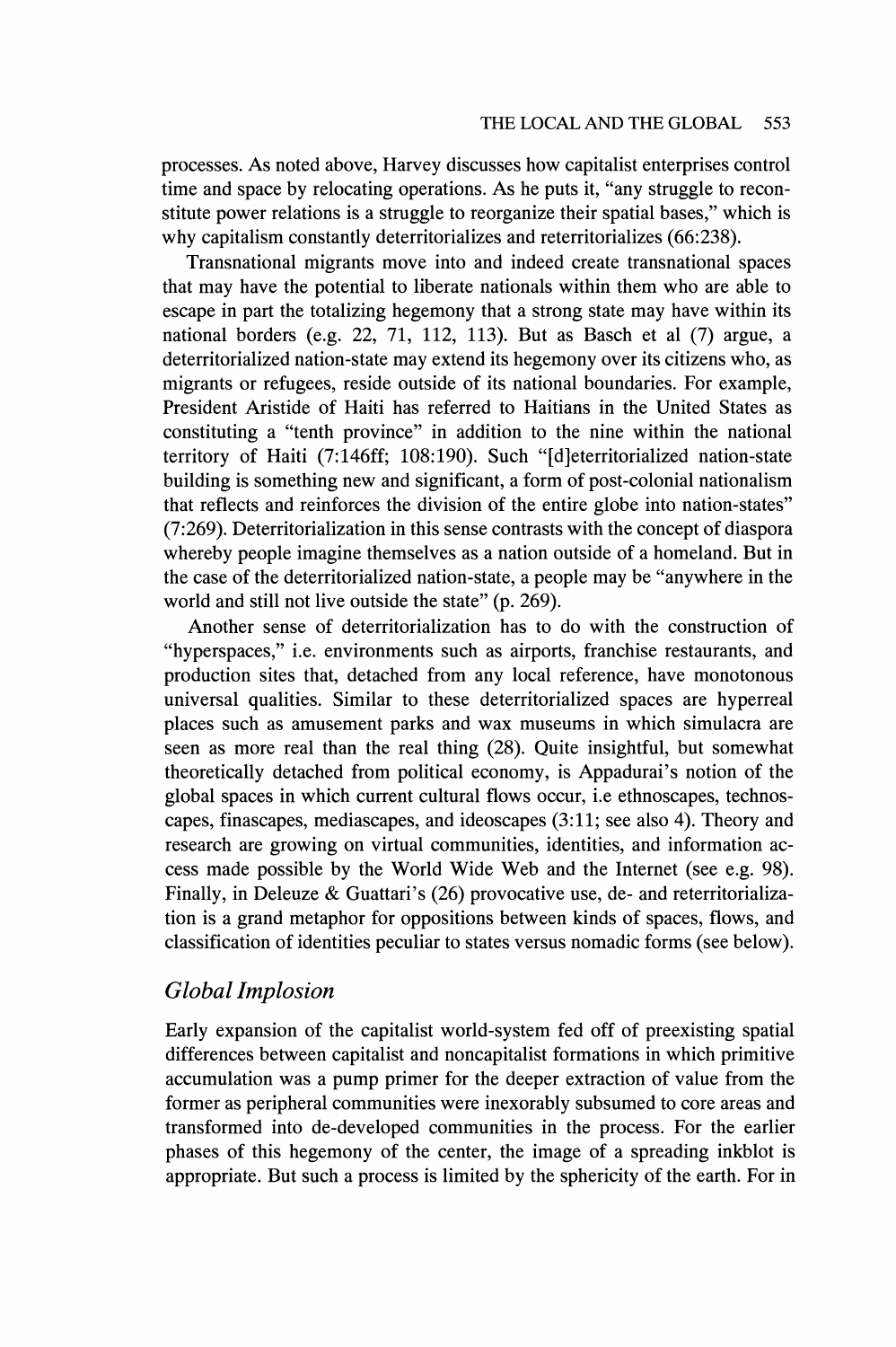processes. As noted above, Harvey discusses how capitalist enterprises control time and space by relocating operations. As he puts it, "any struggle to reconstitute power relations is a struggle to reorganize their spatial bases," which is why capitalism constantly deterritorializes and reterritorializes (66:238).

Transnational migrants move into and indeed create transnational spaces that may have the potential to liberate nationals within them who are able to escape in part the totalizing hegemony that a strong state may have within its national borders (e.g. 22, 71, 112, 113). But as Basch et al (7) argue, a deterritorialized nation-state may extend its hegemony over its citizens who, as migrants or refugees, reside outside of its national boundaries. For example, President Aristide of Haiti has referred to Haitians in the United States as constituting a "tenth province" in addition to the nine within the national territory of Haiti (7:146ff; 108:190). Such "[d]eterritorialized nation-state building is something new and significant, a form of post-colonial nationalism that reflects and reinforces the division of the entire globe into nation-states" (7:269). Deterritorialization in this sense contrasts with the concept of diaspora whereby people imagine themselves as a nation outside of a homeland. But in the case of the deterritorialized nation-state, a people may be "anywhere in the world and still not live outside the state" (p. 269).

Another sense of deterritorialization has to do with the construction of "hyperspaces," i.e. environments such as airports, franchise restaurants, and production sites that, detached from any local reference, have monotonous universal qualities. Similar to these deterritorialized spaces are hyperreal places such as amusement parks and wax museums in which simulacra are seen as more real than the real thing (28). Quite insightful, but somewhat theoretically detached from political economy, is Appadurai's notion of the global spaces in which current cultural flows occur, i.e ethnoscapes, technoscapes, finascapes, mediascapes, and ideoscapes (3:11; see also 4). Theory and research are growing on virtual communities, identities, and information access made possible by the World Wide Web and the Internet (see e.g. 98). Finally, in Deleuze & Guattari's (26) provocative use, de- and reterritorialization is a grand metaphor for oppositions between kinds of spaces, flows, and classification of identities peculiar to states versus nomadic forms (see below).

## *Global Implosion*

Early expansion of the capitalist world-system fed off of preexisting spatial differences between capitalist and noncapitalist formations in which primitive accumulation was a pump primer for the deeper extraction of value from the former as peripheral communities were inexorably subsumed to core areas and transformed into de-developed communities in the process. For the earlier phases of this hegemony of the center, the image of a spreading inkblot is appropriate. But such a process is limited by the sphericity of the earth. For in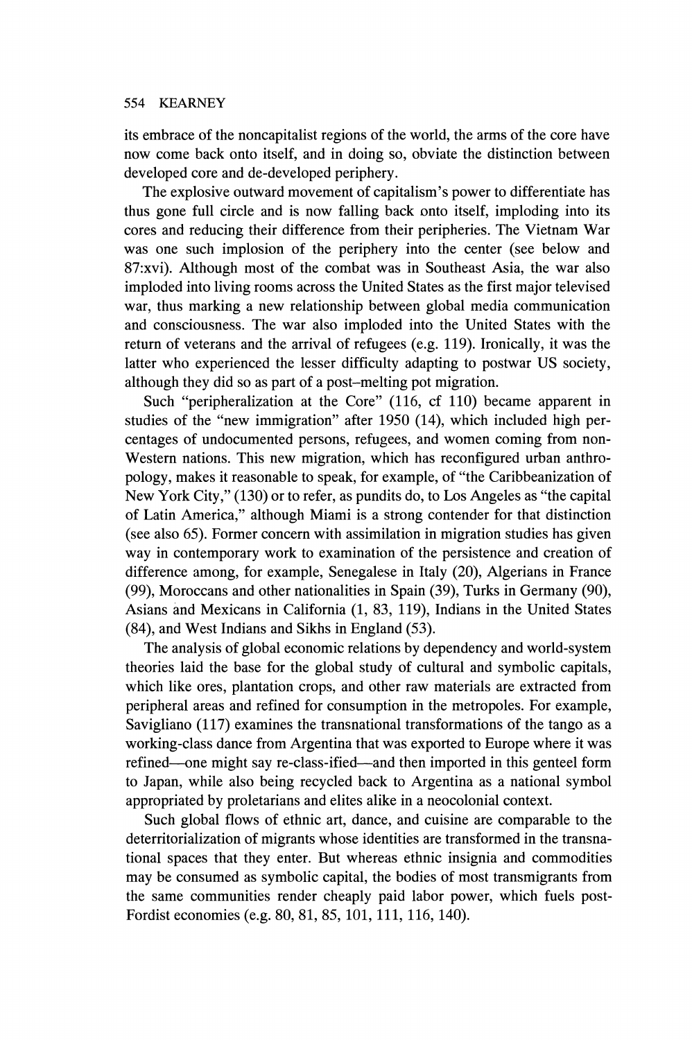its embrace of the noncapitalist regions of the world, the arms of the core have now come back onto itself, and in doing so, obviate the distinction between developed core and de-developed periphery.

The explosive outward movement of capitalism's power to differentiate has thus gone full circle and is now falling back onto itself, imploding into its cores and reducing their difference from their peripheries. The Vietnam War was one such implosion of the periphery into the center (see below and 87:xvi). Although most of the combat was in Southeast Asia, the war also imploded into living rooms across the United States as the first major televised war, thus marking a new relationship between global media communication and consciousness. The war also imploded into the United States with the return of veterans and the arrival of refugees (e.g. 119). Ironically, it was the latter who experienced the lesser difficulty adapting to postwar US society, although they did so as part of a post–melting pot migration.

Such "peripheralization at the Core" (116, cf 110) became apparent in studies of the "new immigration" after 1950 (14), which included high percentages of undocumented persons, refugees, and women coming from non-Western nations. This new migration, which has reconfigured urban anthropology, makes it reasonable to speak, for example, of "the Caribbeanization of New York City," (130) or to refer, as pundits do, to Los Angeles as "the capital of Latin America," although Miami is a strong contender for that distinction (see also 65). Former concern with assimilation in migration studies has given way in contemporary work to examination of the persistence and creation of difference among, for example, Senegalese in Italy (20), Algerians in France (99), Moroccans and other nationalities in Spain (39), Turks in Germany (90), Asians and Mexicans in California (1, 83, 119), Indians in the United States (84), and West Indians and Sikhs in England (53).

The analysis of global economic relations by dependency and world-system theories laid the base for the global study of cultural and symbolic capitals, which like ores, plantation crops, and other raw materials are extracted from peripheral areas and refined for consumption in the metropoles. For example, Savigliano (117) examines the transnational transformations of the tango as a working-class dance from Argentina that was exported to Europe where it was refined—one might say re-class-ified—and then imported in this genteel form to Japan, while also being recycled back to Argentina as a national symbol appropriated by proletarians and elites alike in a neocolonial context.

Such global flows of ethnic art, dance, and cuisine are comparable to the deterritorialization of migrants whose identities are transformed in the transnational spaces that they enter. But whereas ethnic insignia and commodities may be consumed as symbolic capital, the bodies of most transmigrants from the same communities render cheaply paid labor power, which fuels post-Fordist economies (e.g. 80, 81, 85, 101, 111, 116, 140).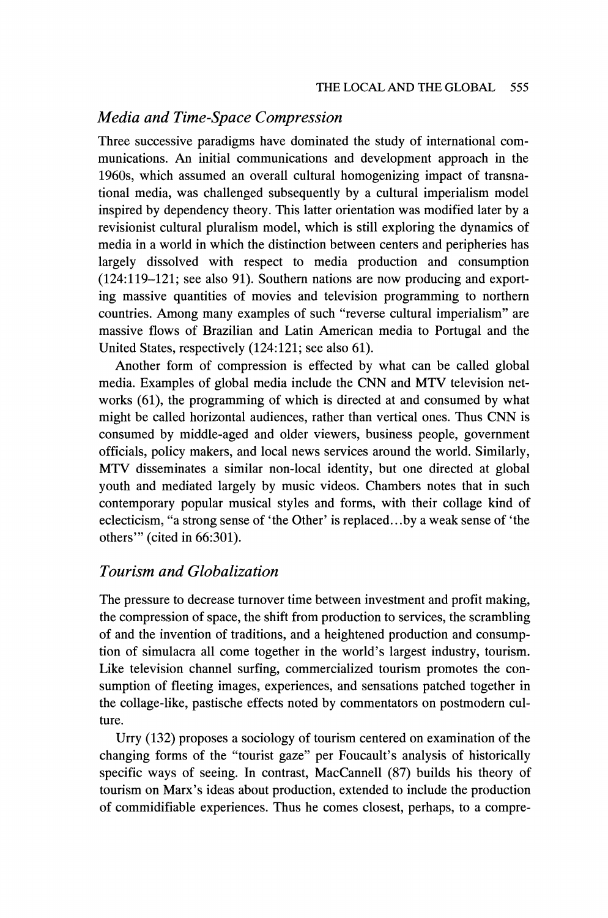## *Media and Time-Space Compression*

Three successive paradigms have dominated the study of international communications. An initial communications and development approach in the 1960s, which assumed an overall cultural homogenizing impact of transnational media, was challenged subsequently by a cultural imperialism model inspired by dependency theory. This latter orientation was modified later by a revisionist cultural pluralism model, which is still exploring the dynamics of media in a world in which the distinction between centers and peripheries has largely dissolved with respect to media production and consumption (124:119–121; see also 91). Southern nations are now producing and exporting massive quantities of movies and television programming to northern countries. Among many examples of such "reverse cultural imperialism" are massive flows of Brazilian and Latin American media to Portugal and the United States, respectively (124:121; see also 61).

Another form of compression is effected by what can be called global media. Examples of global media include the CNN and MTV television networks (61), the programming of which is directed at and consumed by what might be called horizontal audiences, rather than vertical ones. Thus CNN is consumed by middle-aged and older viewers, business people, government officials, policy makers, and local news services around the world. Similarly, MTV disseminates a similar non-local identity, but one directed at global youth and mediated largely by music videos. Chambers notes that in such contemporary popular musical styles and forms, with their collage kind of eclecticism, "a strong sense of 'the Other' is replaced...by a weak sense of 'the others'" (cited in 66:301).

## *Tourism and Globalization*

The pressure to decrease turnover time between investment and profit making, the compression of space, the shift from production to services, the scrambling of and the invention of traditions, and a heightened production and consumption of simulacra all come together in the world's largest industry, tourism. Like television channel surfing, commercialized tourism promotes the consumption of fleeting images, experiences, and sensations patched together in the collage-like, pastische effects noted by commentators on postmodern culture.

Urry (132) proposes a sociology of tourism centered on examination of the changing forms of the "tourist gaze" per Foucault's analysis of historically specific ways of seeing. In contrast, MacCannell (87) builds his theory of tourism on Marx's ideas about production, extended to include the production of commidifiable experiences. Thus he comes closest, perhaps, to a compre-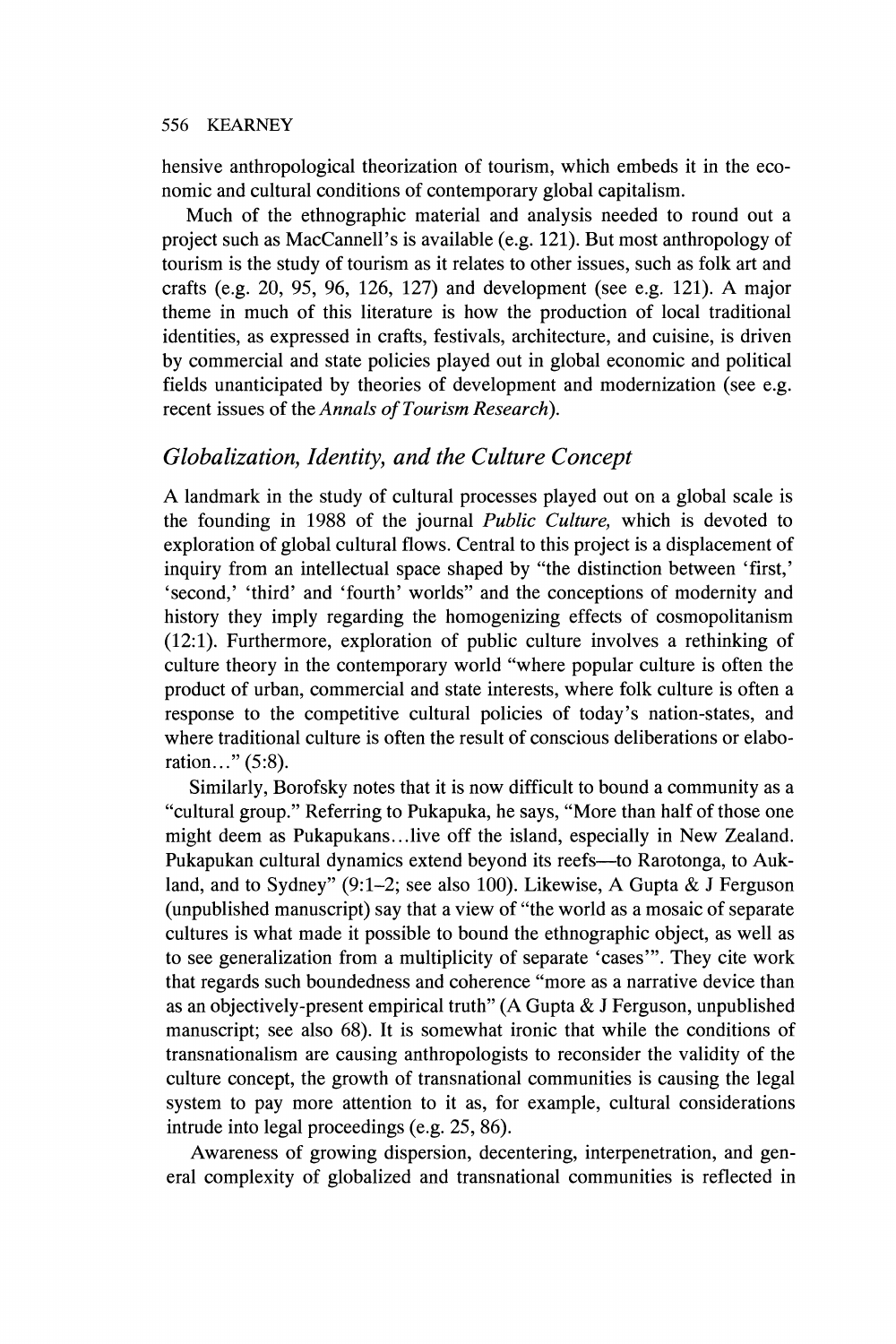hensive anthropological theorization of tourism, which embeds it in the economic and cultural conditions of contemporary global capitalism.

Much of the ethnographic material and analysis needed to round out a project such as MacCannell's is available (e.g. 121). But most anthropology of tourism is the study of tourism as it relates to other issues, such as folk art and crafts (e.g. 20, 95, 96, 126, 127) and development (see e.g. 121). A major theme in much of this literature is how the production of local traditional identities, as expressed in crafts, festivals, architecture, and cuisine, is driven by commercial and state policies played out in global economic and political fields unanticipated by theories of development and modernization (see e.g. recent issues of the *Annals of Tourism Research*).

## *Globalization, Identity, and the Culture Concept*

A landmark in the study of cultural processes played out on a global scale is the founding in 1988 of the journal *Public Culture,* which is devoted to exploration of global cultural flows. Central to this project is a displacement of inquiry from an intellectual space shaped by "the distinction between 'first,' 'second,' 'third' and 'fourth' worlds" and the conceptions of modernity and history they imply regarding the homogenizing effects of cosmopolitanism (12:1). Furthermore, exploration of public culture involves a rethinking of culture theory in the contemporary world "where popular culture is often the product of urban, commercial and state interests, where folk culture is often a response to the competitive cultural policies of today's nation-states, and where traditional culture is often the result of conscious deliberations or elaboration..." (5:8).

Similarly, Borofsky notes that it is now difficult to bound a community as a "cultural group." Referring to Pukapuka, he says, "More than half of those one might deem as Pukapukans...live off the island, especially in New Zealand. Pukapukan cultural dynamics extend beyond its reefs—to Rarotonga, to Aukland, and to Sydney" (9:1–2; see also 100). Likewise, A Gupta & J Ferguson (unpublished manuscript) say that a view of "the world as a mosaic of separate cultures is what made it possible to bound the ethnographic object, as well as to see generalization from a multiplicity of separate 'cases'". They cite work that regards such boundedness and coherence "more as a narrative device than as an objectively-present empirical truth" (A Gupta & J Ferguson, unpublished manuscript; see also 68). It is somewhat ironic that while the conditions of transnationalism are causing anthropologists to reconsider the validity of the culture concept, the growth of transnational communities is causing the legal system to pay more attention to it as, for example, cultural considerations intrude into legal proceedings (e.g. 25, 86).

Awareness of growing dispersion, decentering, interpenetration, and general complexity of globalized and transnational communities is reflected in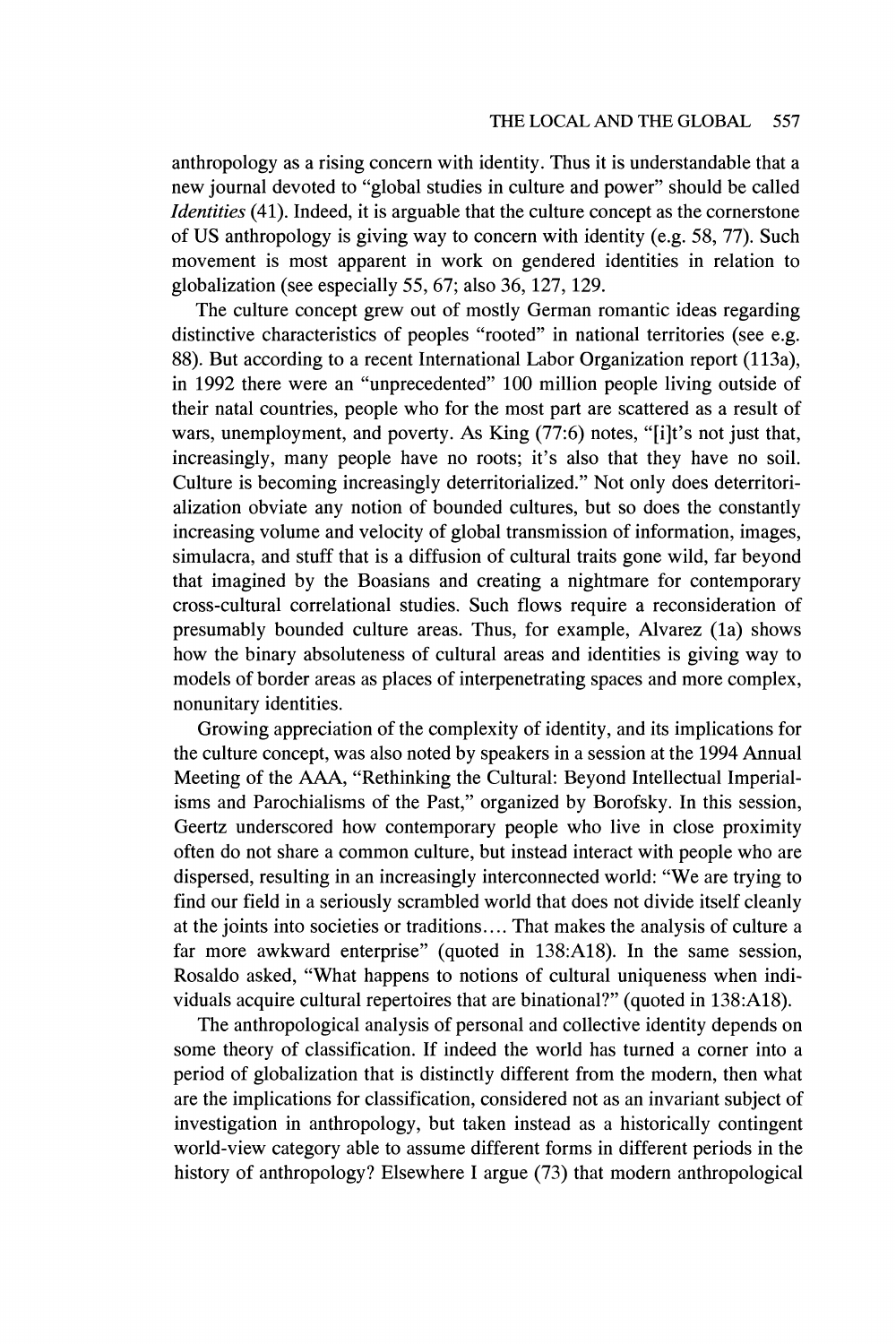anthropology as a rising concern with identity. Thus it is understandable that a new journal devoted to "global studies in culture and power" should be called *Identities* (41). Indeed, it is arguable that the culture concept as the cornerstone of US anthropology is giving way to concern with identity (e.g. 58, 77). Such movement is most apparent in work on gendered identities in relation to globalization (see especially 55, 67; also 36, 127, 129.

The culture concept grew out of mostly German romantic ideas regarding distinctive characteristics of peoples "rooted" in national territories (see e.g. 88). But according to a recent International Labor Organization report (113a), in 1992 there were an "unprecedented" 100 million people living outside of their natal countries, people who for the most part are scattered as a result of wars, unemployment, and poverty. As King (77:6) notes, "[i]t's not just that, increasingly, many people have no roots; it's also that they have no soil. Culture is becoming increasingly deterritorialized." Not only does deterritorialization obviate any notion of bounded cultures, but so does the constantly increasing volume and velocity of global transmission of information, images, simulacra, and stuff that is a diffusion of cultural traits gone wild, far beyond that imagined by the Boasians and creating a nightmare for contemporary cross-cultural correlational studies. Such flows require a reconsideration of presumably bounded culture areas. Thus, for example, Alvarez (1a) shows how the binary absoluteness of cultural areas and identities is giving way to models of border areas as places of interpenetrating spaces and more complex, nonunitary identities.

Growing appreciation of the complexity of identity, and its implications for the culture concept, was also noted by speakers in a session at the 1994 Annual Meeting of the AAA, "Rethinking the Cultural: Beyond Intellectual Imperialisms and Parochialisms of the Past," organized by Borofsky. In this session, Geertz underscored how contemporary people who live in close proximity often do not share a common culture, but instead interact with people who are dispersed, resulting in an increasingly interconnected world: "We are trying to find our field in a seriously scrambled world that does not divide itself cleanly at the joints into societies or traditions.... That makes the analysis of culture a far more awkward enterprise" (quoted in 138:A18). In the same session, Rosaldo asked, "What happens to notions of cultural uniqueness when individuals acquire cultural repertoires that are binational?" (quoted in 138:A18).

The anthropological analysis of personal and collective identity depends on some theory of classification. If indeed the world has turned a corner into a period of globalization that is distinctly different from the modern, then what are the implications for classification, considered not as an invariant subject of investigation in anthropology, but taken instead as a historically contingent world-view category able to assume different forms in different periods in the history of anthropology? Elsewhere I argue (73) that modern anthropological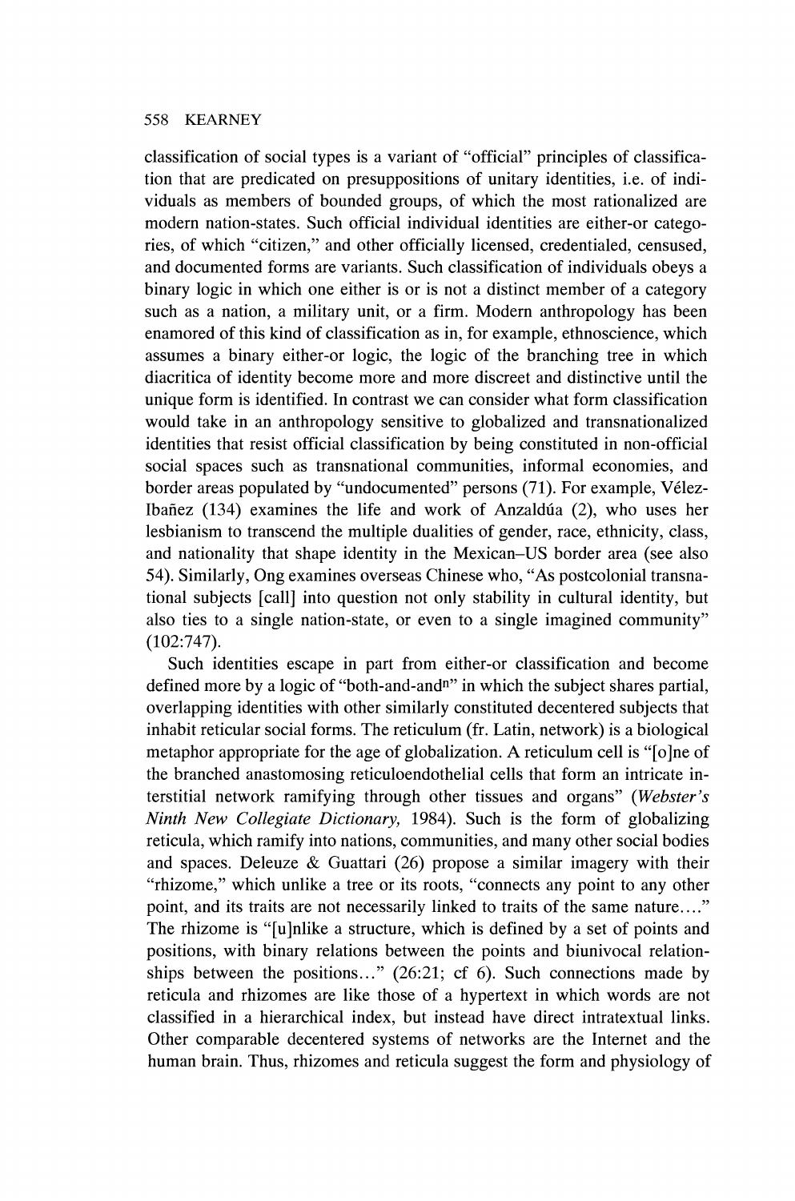classification of social types is a variant of "official" principles of classification that are predicated on presuppositions of unitary identities, i.e. of individuals as members of bounded groups, of which the most rationalized are modern nation-states. Such official individual identities are either-or categories, of which "citizen," and other officially licensed, credentialed, censused, and documented forms are variants. Such classification of individuals obeys a binary logic in which one either is or is not a distinct member of a category such as a nation, a military unit, or a firm. Modern anthropology has been enamored of this kind of classification as in, for example, ethnoscience, which assumes a binary either-or logic, the logic of the branching tree in which diacritica of identity become more and more discreet and distinctive until the unique form is identified. In contrast we can consider what form classification would take in an anthropology sensitive to globalized and transnationalized identities that resist official classification by being constituted in non-official social spaces such as transnational communities, informal economies, and border areas populated by "undocumented" persons (71). For example, Vélez-Ibañez (134) examines the life and work of Anzaldúa (2), who uses her lesbianism to transcend the multiple dualities of gender, race, ethnicity, class, and nationality that shape identity in the Mexican–US border area (see also 54). Similarly, Ong examines overseas Chinese who, "As postcolonial transnational subjects [call] into question not only stability in cultural identity, but also ties to a single nation-state, or even to a single imagined community" (102:747).

Such identities escape in part from either-or classification and become defined more by a logic of "both-and-and$^n$" in which the subject shares partial, overlapping identities with other similarly constituted decentered subjects that inhabit reticular social forms. The reticulum (fr. Latin, network) is a biological metaphor appropriate for the age of globalization. A reticulum cell is "[o]ne of the branched anastomosing reticuloendothelial cells that form an intricate interstitial network ramifying through other tissues and organs" (*Webster's Ninth New Collegiate Dictionary,* 1984). Such is the form of globalizing reticula, which ramify into nations, communities, and many other social bodies and spaces. Deleuze & Guattari (26) propose a similar imagery with their "rhizome," which unlike a tree or its roots, "connects any point to any other point, and its traits are not necessarily linked to traits of the same nature...." The rhizome is "[u]nlike a structure, which is defined by a set of points and positions, with binary relations between the points and biunivocal relationships between the positions..." (26:21; cf 6). Such connections made by reticula and rhizomes are like those of a hypertext in which words are not classified in a hierarchical index, but instead have direct intratextual links. Other comparable decentered systems of networks are the Internet and the human brain. Thus, rhizomes and reticula suggest the form and physiology of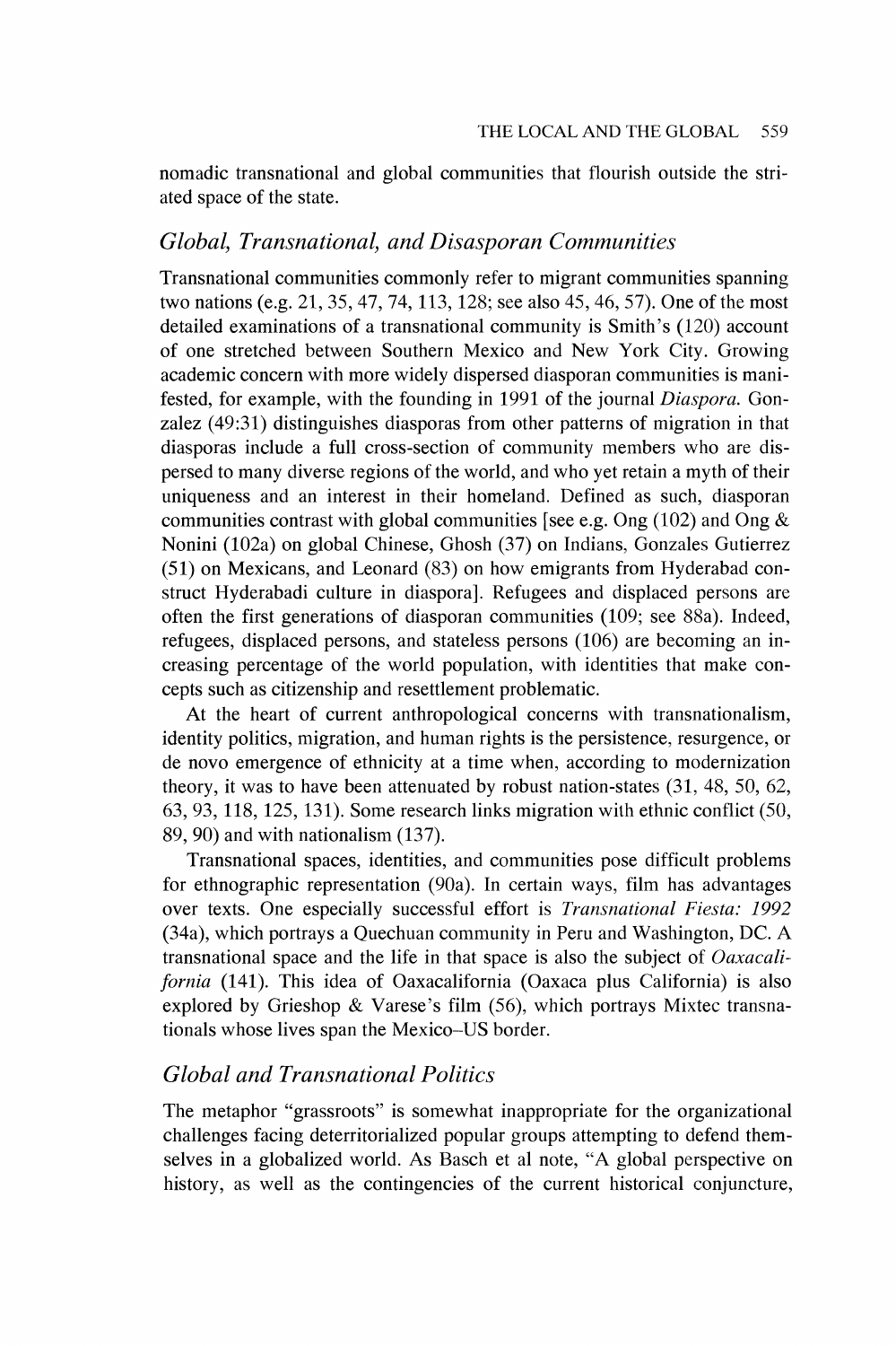nomadic transnational and global communities that flourish outside the striated space of the state.

## *Global, Transnational, and Disasporan Communities*

Transnational communities commonly refer to migrant communities spanning two nations (e.g. 21, 35, 47, 74, 113, 128; see also 45, 46, 57). One of the most detailed examinations of a transnational community is Smith's (120) account of one stretched between Southern Mexico and New York City. Growing academic concern with more widely dispersed diasporan communities is manifested, for example, with the founding in 1991 of the journal *Diaspora.* Gonzalez (49:31) distinguishes diasporas from other patterns of migration in that diasporas include a full cross-section of community members who are dispersed to many diverse regions of the world, and who yet retain a myth of their uniqueness and an interest in their homeland. Defined as such, diasporan communities contrast with global communities [see e.g. Ong (102) and Ong & Nonini (102a) on global Chinese, Ghosh (37) on Indians, Gonzales Gutierrez (51) on Mexicans, and Leonard (83) on how emigrants from Hyderabad construct Hyderabadi culture in diaspora]. Refugees and displaced persons are often the first generations of diasporan communities (109; see 88a). Indeed, refugees, displaced persons, and stateless persons (106) are becoming an increasing percentage of the world population, with identities that make concepts such as citizenship and resettlement problematic.

At the heart of current anthropological concerns with transnationalism, identity politics, migration, and human rights is the persistence, resurgence, or de novo emergence of ethnicity at a time when, according to modernization theory, it was to have been attenuated by robust nation-states (31, 48, 50, 62, 63, 93, 118, 125, 131). Some research links migration with ethnic conflict (50, 89, 90) and with nationalism (137).

Transnational spaces, identities, and communities pose difficult problems for ethnographic representation (90a). In certain ways, film has advantages over texts. One especially successful effort is *Transnational Fiesta: 1992* (34a), which portrays a Quechuan community in Peru and Washington, DC. A transnational space and the life in that space is also the subject of *Oaxacalifornia* (141). This idea of Oaxacalifornia (Oaxaca plus California) is also explored by Grieshop & Varese's film (56), which portrays Mixtec transnationals whose lives span the Mexico–US border.

## *Global and Transnational Politics*

The metaphor "grassroots" is somewhat inappropriate for the organizational challenges facing deterritorialized popular groups attempting to defend themselves in a globalized world. As Basch et al note, "A global perspective on history, as well as the contingencies of the current historical conjuncture,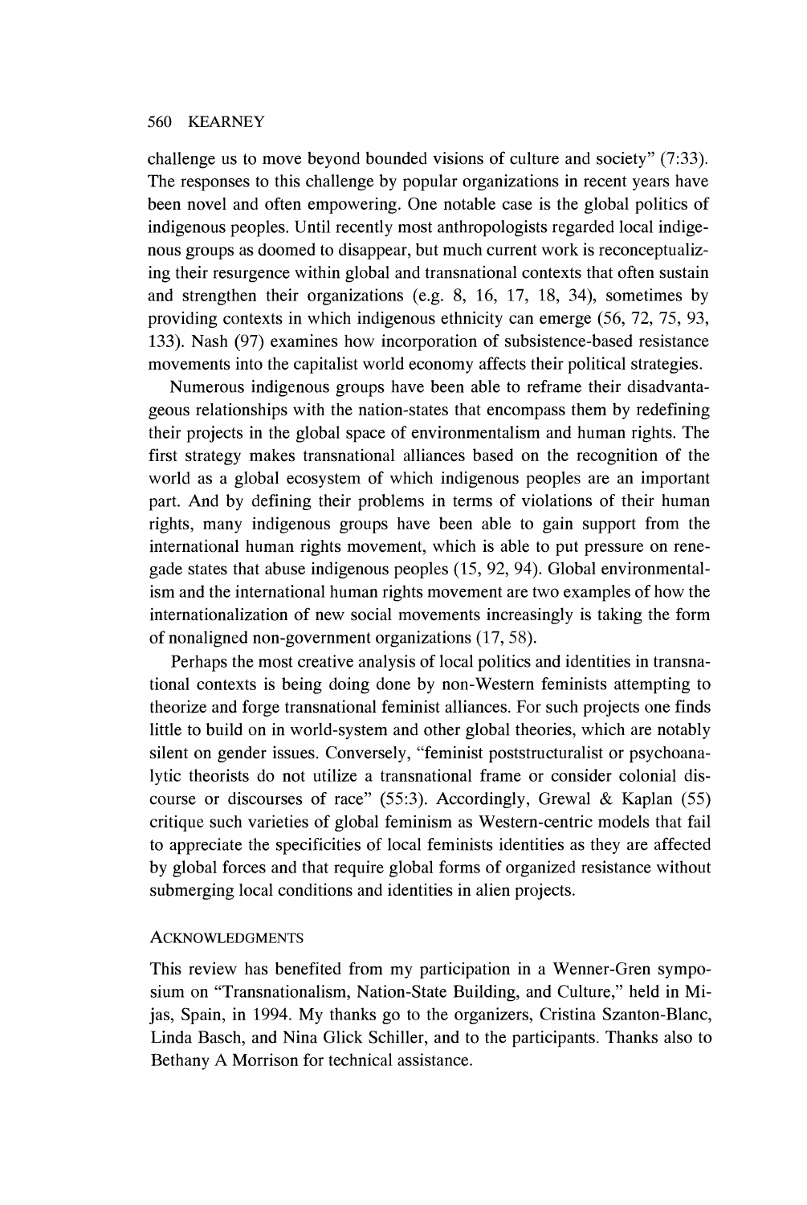challenge us to move beyond bounded visions of culture and society" (7:33). The responses to this challenge by popular organizations in recent years have been novel and often empowering. One notable case is the global politics of indigenous peoples. Until recently most anthropologists regarded local indigenous groups as doomed to disappear, but much current work is reconceptualizing their resurgence within global and transnational contexts that often sustain and strengthen their organizations (e.g. 8, 16, 17, 18, 34), sometimes by providing contexts in which indigenous ethnicity can emerge (56, 72, 75, 93, 133). Nash (97) examines how incorporation of subsistence-based resistance movements into the capitalist world economy affects their political strategies.

Numerous indigenous groups have been able to reframe their disadvantageous relationships with the nation-states that encompass them by redefining their projects in the global space of environmentalism and human rights. The first strategy makes transnational alliances based on the recognition of the world as a global ecosystem of which indigenous peoples are an important part. And by defining their problems in terms of violations of their human rights, many indigenous groups have been able to gain support from the international human rights movement, which is able to put pressure on renegade states that abuse indigenous peoples (15, 92, 94). Global environmentalism and the international human rights movement are two examples of how the internationalization of new social movements increasingly is taking the form of nonaligned non-government organizations (17, 58).

Perhaps the most creative analysis of local politics and identities in transnational contexts is being doing done by non-Western feminists attempting to theorize and forge transnational feminist alliances. For such projects one finds little to build on in world-system and other global theories, which are notably silent on gender issues. Conversely, "feminist poststructuralist or psychoanalytic theorists do not utilize a transnational frame or consider colonial discourse or discourses of race" (55:3). Accordingly, Grewal & Kaplan (55) critique such varieties of global feminism as Western-centric models that fail to appreciate the specificities of local feminists identities as they are affected by global forces and that require global forms of organized resistance without submerging local conditions and identities in alien projects.

## ACKNOWLEDGMENTS

This review has benefited from my participation in a Wenner-Gren symposium on "Transnationalism, Nation-State Building, and Culture," held in Mijas, Spain, in 1994. My thanks go to the organizers, Cristina Szanton-Blanc, Linda Basch, and Nina Glick Schiller, and to the participants. Thanks also to Bethany A Morrison for technical assistance.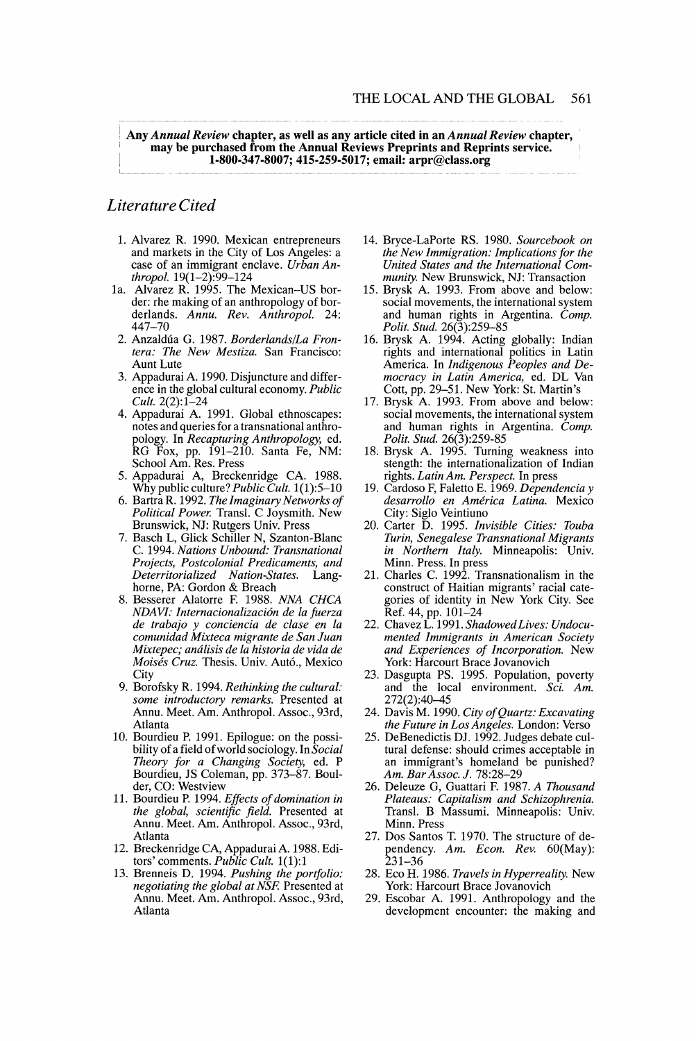Any *Annual Review* chapter, as well as any article cited in an *Annual Review* chapter, may be purchased from the Annual Reviews Preprints and Reprints service. 1-800-347-8007; 415-259-5017; email: arpr@class.org

## *Literature Cited*

1. Alvarez R. 1990. Mexican entrepreneurs and markets in the City of Los Angeles: a case of an immigrant enclave. *Urban Anthropol.* 19(1–2):99–124

1a. Alvarez R. 1995. The Mexican–US border: rhe making of an anthropology of borderlands. *Annu. Rev. Anthropol.* 24: 447–70

2. Anzaldúa G. 1987. *Borderlands/La Frontera: The New Mestiza.* San Francisco: Aunt Lute

3. Appadurai A. 1990. Disjuncture and difference in the global cultural economy. *Public Cult.* 2(2):1–24

4. Appadurai A. 1991. Global ethnoscapes: notes and queries for a transnational anthropology. In *Recapturing Anthropology,* ed. RG Fox, pp. 191–210. Santa Fe, NM: School Am. Res. Press

5. Appadurai A, Breckenridge CA. 1988. Why public culture? *Public Cult.* 1(1):5–10

6. Bartra R. 1992. *The Imaginary Networks of Political Power.* Transl. C Joysmith. New Brunswick, NJ: Rutgers Univ. Press

7. Basch L, Glick Schiller N, Szanton-Blanc C. 1994. *Nations Unbound: Transnational Projects, Postcolonial Predicaments, and Deterritorialized Nation-States.* Langhorne, PA: Gordon & Breach

8. Besserer Alatorre F. 1988. *NNA CHCA NDAVI: Internacionalización de la fuerza de trabajo y conciencia de clase en la comunidad Mixteca migrante de San Juan Mixtepec; análisis de la historia de vida de Moisés Cruz.* Thesis. Univ. Autó., Mexico City

9. Borofsky R. 1994. *Rethinking the cultural: some introductory remarks.* Presented at Annu. Meet. Am. Anthropol. Assoc., 93rd, Atlanta

10. Bourdieu P. 1991. Epilogue: on the possibility of a field of world sociology. In *Social Theory for a Changing Society,* ed. P Bourdieu, JS Coleman, pp. 373–87. Boulder, CO: Westview

11. Bourdieu P. 1994. *Effects of domination in the global, scientific field.* Presented at Annu. Meet. Am. Anthropol. Assoc., 93rd, Atlanta

12. Breckenridge CA, Appadurai A. 1988. Editors' comments. *Public Cult.* 1(1):1

13. Brenneis D. 1994. *Pushing the portfolio: negotiating the global at NSF.* Presented at Annu. Meet. Am. Anthropol. Assoc., 93rd, Atlanta

14. Bryce-LaPorte RS. 1980. *Sourcebook on the New Immigration: Implications for the United States and the International Community.* New Brunswick, NJ: Transaction

15. Brysk A. 1993. From above and below: social movements, the international system and human rights in Argentina. *Comp. Polit. Stud.* 26(3):259–85

16. Brysk A. 1994. Acting globally: Indian rights and international politics in Latin America. In *Indigenous Peoples and Democracy in Latin America,* ed. DL Van Cott, pp. 29–51. New York: St. Martin's

17. Brysk A. 1993. From above and below: social movements, the international system and human rights in Argentina. *Comp. Polit. Stud.* 26(3):259-85

18. Brysk A. 1995. Turning weakness into stength: the internationalization of Indian rights. *Latin Am. Perspect.* In press

19. Cardoso F, Faletto E. 1969. *Dependenrcia y desarrollo en América Latina.* Mexico City: Siglo Veintiuno

20. Carter D. 1995. *Invisible Cities: Touba Turin, Senegalese Transnational Migrants in Northern Italy.* Minneapolis: Univ. Minn. Press. In press

21. Charles C. 1992. Transnationalism in the construct of Haitian migrants' racial categories of identity in New York City. See Ref. 44, pp. 101–24

22. Chavez L. 1991. *Shadowed Lives: Undocumented Immigrants in American Society and Experiences of Incorporation.* New York: Harcourt Brace Jovanovich

23. Dasgupta PS. 1995. Population, poverty and the local environment. *Sci. Am.* 272(2):40–45

24. Davis M. 1990. *City of Quartz: Excavating the Future in Los Angeles.* London: Verso

25. DeBenedictis DJ. 1992. Judges debate cultural defense: should crimes acceptable in an immigrant's homeland be punished? *Am. Bar Assoc. J.* 78:28–29

26. Deleuze G, Guattari F. 1987. *A Thousand Plateaus: Capitalism and Schizophrenia.* Transl. B Massumi. Minneapolis: Univ. Minn. Press

27. Dos Santos T. 1970. The structure of dependency. *Am. Econ. Rev.* 60(May): 231–36

28. Eco H. 1986. *Travels in Hyperreality.* New York: Harcourt Brace Jovanovich

29. Escobar A. 1991. Anthropology and the development encounter: the making and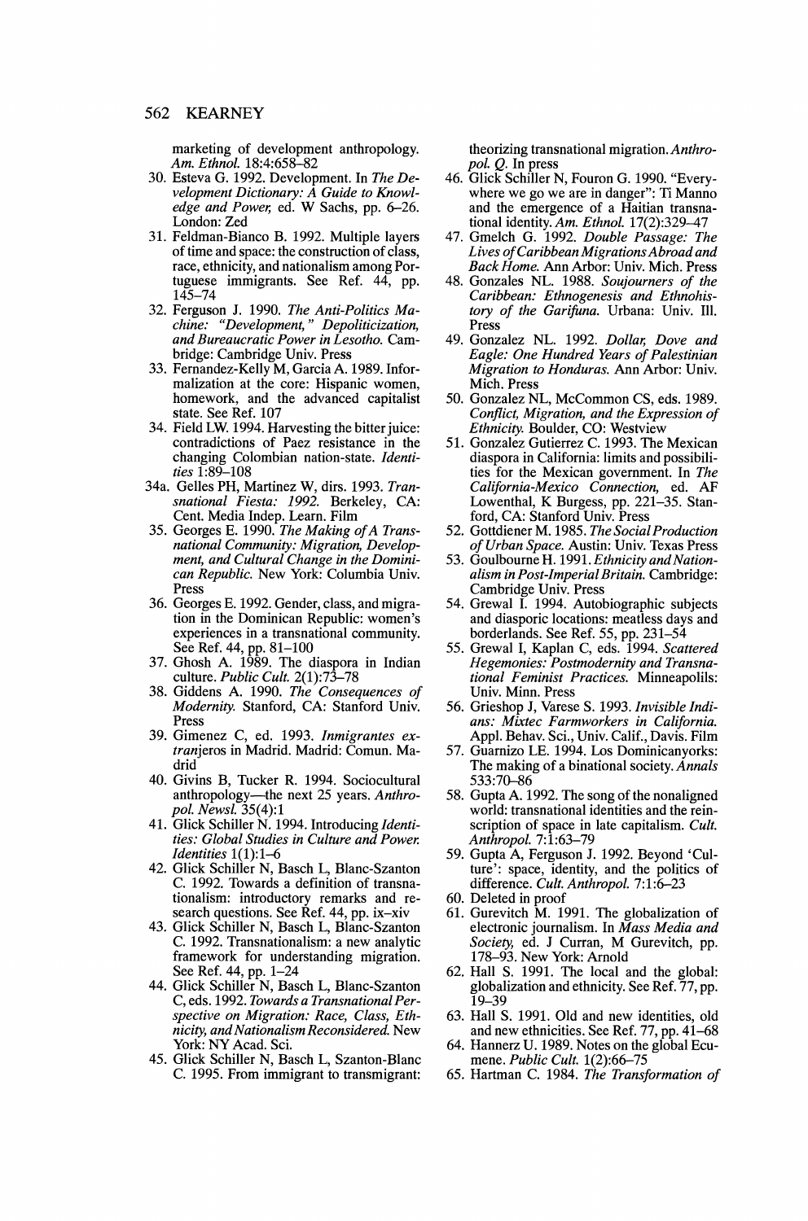marketing of development anthropology. *Am. Ethnol.* 18:4:658–82

30. Esteva G. 1992. Development. In *The Development Dictionary: A Guide to Knowledge and Power*, ed. W Sachs, pp. 6–26. London: Zed
31. Feldman-Bianco B. 1992. Multiple layers of time and space: the construction of class, race, ethnicity, and nationalism among Portuguese immigrants. See Ref. 44, pp. 145–74
32. Ferguson J. 1990. *The Anti-Politics Machine: "Development," Depoliticization, and Bureaucratic Power in Lesotho.* Cambridge: Cambridge Univ. Press
33. Fernandez-Kelly M, Garcia A. 1989. Informalization at the core: Hispanic women, homework, and the advanced capitalist state. See Ref. 107
34. Field LW. 1994. Harvesting the bitter juice: contradictions of Paez resistance in the changing Colombian nation-state. *Identities* 1:89–108

34a. Gelles PH, Martinez W, dirs. 1993. *Transnational Fiesta: 1992.* Berkeley, CA: Cent. Media Indep. Learn. Film

35. Georges E. 1990. *The Making of A Transnational Community: Migration, Development, and Cultural Change in the Dominican Republic.* New York: Columbia Univ. Press
36. Georges E. 1992. Gender, class, and migration in the Dominican Republic: women's experiences in a transnational community. See Ref. 44, pp. 81–100
37. Ghosh A. 1989. The diaspora in Indian culture. *Public Cult.* 2(1):73–78
38. Giddens A. 1990. *The Consequences of Modernity.* Stanford, CA: Stanford Univ. Press
39. Gimenez C, ed. 1993. *Inmigrantes extranjeros* in Madrid. Madrid: Comun. Madrid
40. Givins B, Tucker R. 1994. Sociocultural anthropology—the next 25 years. *Anthropol. Newsl.* 35(4):1
41. Glick Schiller N. 1994. Introducing *Identities: Global Studies in Culture and Power. Identities* 1(1):1–6
42. Glick Schiller N, Basch L, Blanc-Szanton C. 1992. Towards a definition of transnationalism: introductory remarks and research questions. See Ref. 44, pp. ix–xiv
43. Glick Schiller N, Basch L, Blanc-Szanton C. 1992. Transnationalism: a new analytic framework for understanding migration. See Ref. 44, pp. 1–24
44. Glick Schiller N, Basch L, Blanc-Szanton C, eds. 1992. *Towards a Transnational Perspective on Migration: Race, Class, Ethnicity, and Nationalism Reconsidered.* New York: NY Acad. Sci.
45. Glick Schiller N, Basch L, Szanton-Blanc C. 1995. From immigrant to transmigrant: theorizing transnational migration. *Anthropol. Q.* In press
46. Glick Schiller N, Fouron G. 1990. "Everywhere we go we are in danger": Ti Manno and the emergence of a Haitian transnational identity. *Am. Ethnol.* 17(2):329–47
47. Gmelch G. 1992. *Double Passage: The Lives of Caribbean Migrations Abroad and Back Home.* Ann Arbor: Univ. Mich. Press
48. Gonzales NL. 1988. *Soujourners of the Caribbean: Ethnogenesis and Ethnohistory of the Garifuna.* Urbana: Univ. Ill. Press
49. Gonzalez NL. 1992. *Dollar, Dove and Eagle: One Hundred Years of Palestinian Migration to Honduras.* Ann Arbor: Univ. Mich. Press
50. Gonzalez NL, McCommon CS, eds. 1989. *Conflict, Migration, and the Expression of Ethnicity.* Boulder, CO: Westview
51. Gonzalez Gutierrez C. 1993. The Mexican diaspora in California: limits and possibilities for the Mexican government. In *The California-Mexico Connection*, ed. AF Lowenthal, K Burgess, pp. 221–35. Stanford, CA: Stanford Univ. Press
52. Gottdiener M. 1985. *The Social Production of Urban Space.* Austin: Univ. Texas Press
53. Goulbourne H. 1991. *Ethnicity and Nationalism in Post-Imperial Britain.* Cambridge: Cambridge Univ. Press
54. Grewal I. 1994. Autobiographic subjects and diasporic locations: meatless days and borderlands. See Ref. 55, pp. 231–54
55. Grewal I, Kaplan C, eds. 1994. *Scattered Hegemonies: Postmodernity and Transnational Feminist Practices.* Minneapolis: Univ. Minn. Press
56. Grieshop J, Varese S. 1993. *Invisible Indians: Mixtec Farmworkers in California.* Appl. Behav. Sci., Univ. Calif., Davis. Film
57. Guarnizo LE. 1994. Los Dominicanyorks: The making of a binational society. *Annals* 533:70–86
58. Gupta A. 1992. The song of the nonaligned world: transnational identities and the reinscription of space in late capitalism. *Cult. Anthropol.* 7:1:63–79
59. Gupta A, Ferguson J. 1992. Beyond 'Culture': space, identity, and the politics of difference. *Cult. Anthropol.* 7:1:6–23
60. Deleted in proof
61. Gurevitch M. 1991. The globalization of electronic journalism. In *Mass Media and Society*, ed. J Curran, M Gurevitch, pp. 178–93. New York: Arnold
62. Hall S. 1991. The local and the global: globalization and ethnicity. See Ref. 77, pp. 19–39
63. Hall S. 1991. Old and new identities, old and new ethnicities. See Ref. 77, pp. 41–68
64. Hannerz U. 1989. Notes on the global Ecumene. *Public Cult.* 1(2):66–75
65. Hartman C. 1984. *The Transformation of*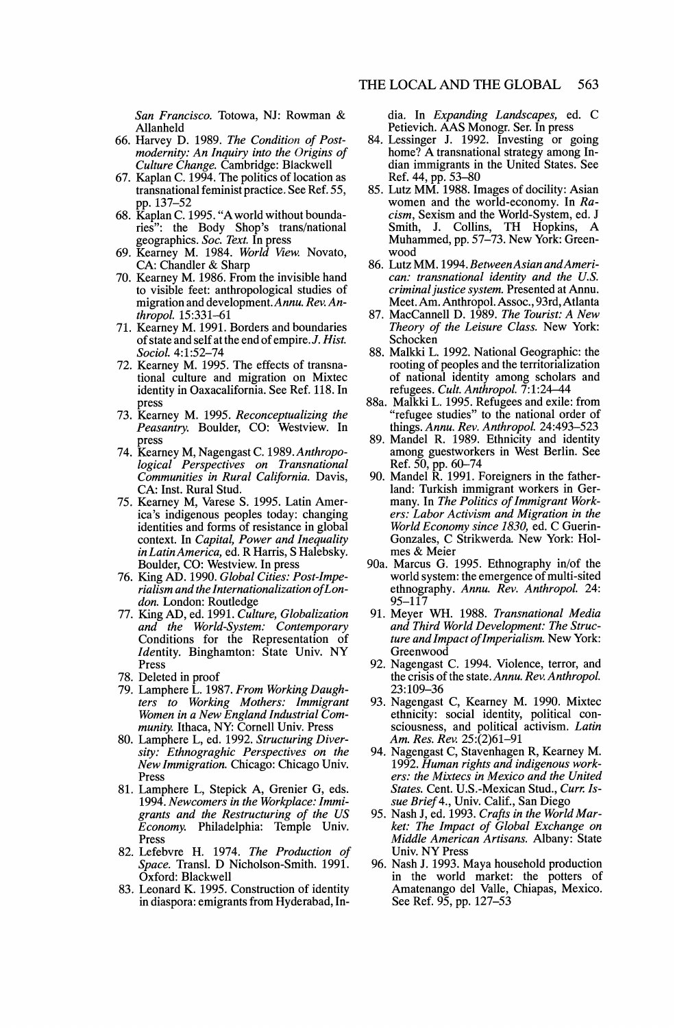San Francisco. Totowa, NJ: Rowman & Allanheld

66. Harvey D. 1989. *The Condition of Postmodernity: An Inquiry into the Origins of Culture Change.* Cambridge: Blackwell
67. Kaplan C. 1994. The politics of location as transnational feminist practice. See Ref. 55, pp. 137–52
68. Kaplan C. 1995. "A world without boundaries": the Body Shop's trans/national geographics. *Soc. Text.* In press
69. Kearney M. 1984. *World View.* Novato, CA: Chandler & Sharp
70. Kearney M. 1986. From the invisible hand to visible feet: anthropological studies of migration and development. *Annu. Rev. Anthropol.* 15:331–61
71. Kearney M. 1991. Borders and boundaries of state and self at the end of empire. *J. Hist. Sociol.* 4:1:52–74
72. Kearney M. 1995. The effects of transnational culture and migration on Mixtec identity in Oaxacalifornia. See Ref. 118. In press
73. Kearney M. 1995. *Reconceptualizing the Peasantry.* Boulder, CO: Westview. In press
74. Kearney M, Nagengast C. 1989. *Anthropological Perspectives on Transnational Communities in Rural California.* Davis, CA: Inst. Rural Stud.
75. Kearney M, Varese S. 1995. Latin America's indigenous peoples today: changing identities and forms of resistance in global context. In *Capital, Power and Inequality in Latin America,* ed. R Harris, S Halebsky. Boulder, CO: Westview. In press
76. King AD. 1990. *Global Cities: Post-Imperialism and the Internationalization of London.* London: Routledge
77. King AD, ed. 1991. *Culture, Globalization and the World-System: Contemporary Conditions for the Representation of Identity.* Binghamton: State Univ. NY Press
78. Deleted in proof
79. Lamphere L. 1987. *From Working Daughters to Working Mothers: Immigrant Women in a New England Industrial Community.* Ithaca, NY: Cornell Univ. Press
80. Lamphere L, ed. 1992. *Structuring Diversity: Ethnograghic Perspectives on the New Immigration.* Chicago: Chicago Univ. Press
81. Lamphere L, Stepick A, Grenier G, eds. 1994. *Newcomers in the Workplace: Immigrants and the Restructuring of the US Economy.* Philadelphia: Temple Univ. Press
82. Lefebvre H. 1974. *The Production of Space.* Transl. D Nicholson-Smith. 1991. Oxford: Blackwell
83. Leonard K. 1995. Construction of identity in diaspora: emigrants from Hyderabad, India. In *Expanding Landscapes,* ed. C Petievich. AAS Monogr. Ser. In press
84. Lessinger J. 1992. Investing or going home? A transnational strategy among Indian immigrants in the United States. See Ref. 44, pp. 53–80
85. Lutz MM. 1988. Images of docility: Asian women and the world-economy. In *Racism,* Sexism and the World-System, ed. J Smith, J. Collins, TH Hopkins, A Muhammed, pp. 57–73. New York: Greenwood
86. Lutz MM. 1994. *Between Asian and American: transnational identity and the U.S. criminal justice system.* Presented at Annu. Meet. Am. Anthropol. Assoc., 93rd, Atlanta
87. MacCannell D. 1989. *The Tourist: A New Theory of the Leisure Class.* New York: Schocken
88. Malkki L. 1992. National Geographic: the rooting of peoples and the territorialization of national identity among scholars and refugees. *Cult. Anthropol.* 7:1:24–44

88a. Malkki L. 1995. Refugees and exile: from "refugee studies" to the national order of things. *Annu. Rev. Anthropol.* 24:493–523

89. Mandel R. 1989. Ethnicity and identity among guestworkers in West Berlin. See Ref. 50, pp. 60–74
90. Mandel R. 1991. Foreigners in the fatherland: Turkish immigrant workers in Germany. In *The Politics of Immigrant Workers: Labor Activism and Migration in the World Economy since 1830,* ed. C Guerin-Gonzales, C Strikwerda. New York: Holmes & Meier

90a. Marcus G. 1995. Ethnography in/of the world system: the emergence of multi-sited ethnography. *Annu. Rev. Anthropol.* 24: 95–117

91. Meyer WH. 1988. *Transnational Media and Third World Development: The Structure and Impact of Imperialism.* New York: Greenwood
92. Nagengast C. 1994. Violence, terror, and the crisis of the state. *Annu. Rev. Anthropol.* 23:109–36
93. Nagengast C, Kearney M. 1990. Mixtec ethnicity: social identity, political consciousness, and political activism. *Latin Am. Res. Rev.* 25:(2)61–91
94. Nagengast C, Stavenhagen R, Kearney M. 1992. *Human rights and indigenous workers: the Mixtecs in Mexico and the United States.* Cent. U.S.-Mexican Stud., *Curr. Issue Brief* 4., Univ. Calif., San Diego
95. Nash J, ed. 1993. *Crafts in the World Market: The Impact of Global Exchange on Middle American Artisans.* Albany: State Univ. NY Press
96. Nash J. 1993. Maya household production in the world market: the potters of Amatenango del Valle, Chiapas, Mexico. See Ref. 95, pp. 127–53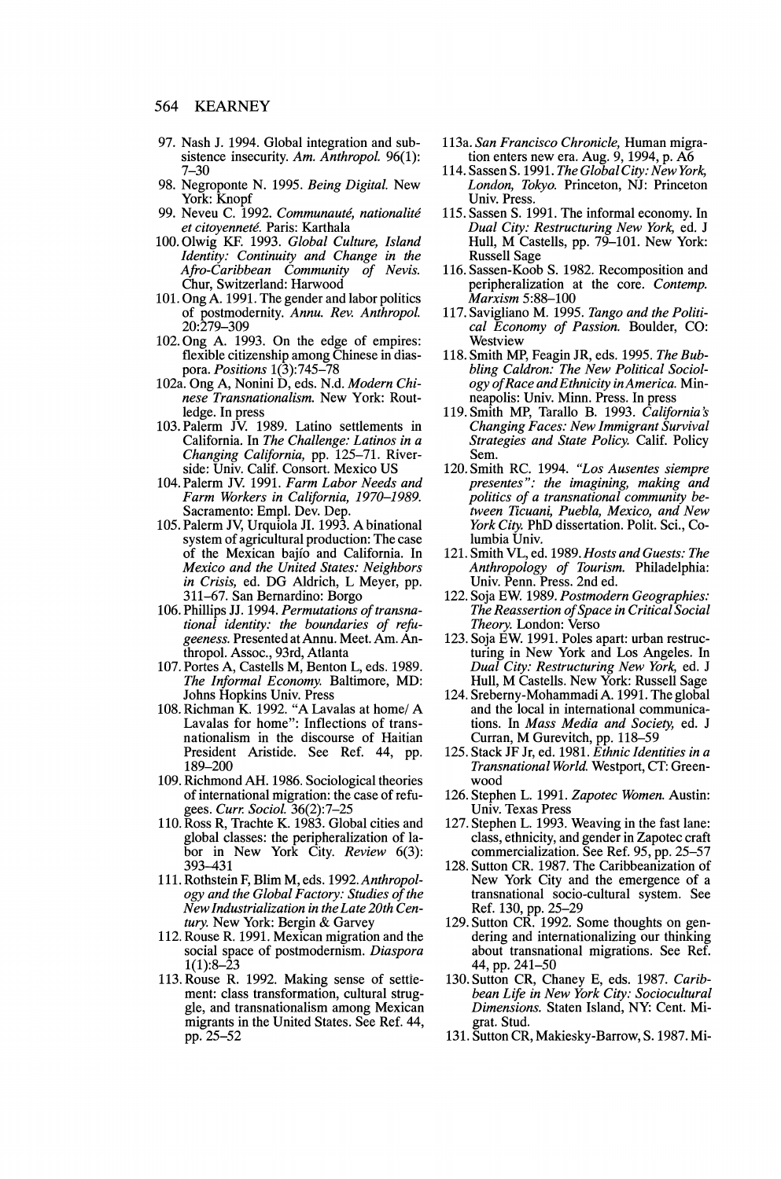97. Nash J. 1994. Global integration and subsistence insecurity. *Am. Anthropol.* 96(1): 7–30
98. Negroponte N. 1995. *Being Digital.* New York: Knopf
99. Neveu C. 1992. *Communauté, nationalité et citoyenneté.* Paris: Karthala
100. Olwig KF. 1993. *Global Culture, Island Identity: Continuity and Change in the Afro-Caribbean Community of Nevis.* Chur, Switzerland: Harwood
101. Ong A. 1991. The gender and labor politics of postmodernity. *Annu. Rev. Anthropol.* 20:279–309
102. Ong A. 1993. On the edge of empires: flexible citizenship among Chinese in diaspora. *Positions* 1(3):745–78

102a. Ong A, Nonini D, eds. N.d. *Modern Chinese Transnationalism.* New York: Routledge. In press

103. Palerm JV. 1989. Latino settlements in California. In *The Challenge: Latinos in a Changing California,* pp. 125–71. Riverside: Univ. Calif. Consort. Mexico US
104. Palerm JV. 1991. *Farm Labor Needs and Farm Workers in California, 1970–1989.* Sacramento: Empl. Dev. Dep.
105. Palerm JV, Urquiola JI. 1993. A binational system of agricultural production: The case of the Mexican bajío and California. In *Mexico and the United States: Neighbors in Crisis,* ed. DG Aldrich, L Meyer, pp. 311–67. San Bernardino: Borgo
106. Phillips JJ. 1994. *Permutations of transnational identity: the boundaries of refugeeness.* Presented at Annu. Meet. Am. Anthropol. Assoc., 93rd, Atlanta
107. Portes A, Castells M, Benton L, eds. 1989. *The Informal Economy.* Baltimore, MD: Johns Hopkins Univ. Press
108. Richman K. 1992. "A Lavalas at home/ A Lavalas for home": Inflections of transnationalism in the discourse of Haitian President Aristide. See Ref. 44, pp. 189–200
109. Richmond AH. 1986. Sociological theories of international migration: the case of refugees. *Curr. Sociol.* 36(2):7–25
110. Ross R, Trachte K. 1983. Global cities and global classes: the peripheralization of labor in New York City. *Review* 6(3): 393–431
111. Rothstein F, Blim M, eds. 1992. *Anthropology and the Global Factory: Studies of the New Industrialization in the Late 20th Century.* New York: Bergin & Garvey
112. Rouse R. 1991. Mexican migration and the social space of postmodernism. *Diaspora* 1(1):8–23
113. Rouse R. 1992. Making sense of settlement: class transformation, cultural struggle, and transnationalism among Mexican migrants in the United States. See Ref. 44, pp. 25–52

113a. *San Francisco Chronicle,* Human migration enters new era. Aug. 9, 1994, p. A6

114. Sassen S. 1991. *The Global City: New York, London, Tokyo.* Princeton, NJ: Princeton Univ. Press.
115. Sassen S. 1991. The informal economy. In *Dual City: Restructuring New York,* ed. J Hull, M Castells, pp. 79–101. New York: Russell Sage
116. Sassen-Koob S. 1982. Recomposition and peripheralization at the core. *Contemp. Marxism* 5:88–100
117. Savigliano M. 1995. *Tango and the Political Economy of Passion.* Boulder, CO: Westview
118. Smith MP, Feagin JR, eds. 1995. *The Bubbling Caldron: The New Political Sociology of Race and Ethnicity in America.* Minneapolis: Univ. Minn. Press. In press
119. Smith MP, Tarallo B. 1993. *California's Changing Faces: New Immigrant Survival Strategies and State Policy.* Calif. Policy Sem.
120. Smith RC. 1994. *"Los Ausentes siempre presentes": the imagining, making and politics of a transnational community between Ticuani, Puebla, Mexico, and New York City.* PhD dissertation. Polit. Sci., Columbia Univ.
121. Smith VL, ed. 1989. *Hosts and Guests: The Anthropology of Tourism.* Philadelphia: Univ. Penn. Press. 2nd ed.
122. Soja EW. 1989. *Postmodern Geographies: The Reassertion of Space in Critical Social Theory.* London: Verso
123. Soja EW. 1991. Poles apart: urban restructuring in New York and Los Angeles. In *Dual City: Restructuring New York,* ed. J Hull, M Castells. New York: Russell Sage
124. Sreberny-Mohammadi A. 1991. The global and the local in international communications. In *Mass Media and Society,* ed. J Curran, M Gurevitch, pp. 118–59
125. Stack JF Jr, ed. 1981. *Ethnic Identities in a Transnational World.* Westport, CT: Greenwood
126. Stephen L. 1991. *Zapotec Women.* Austin: Univ. Texas Press
127. Stephen L. 1993. Weaving in the fast lane: class, ethnicity, and gender in Zapotec craft commercialization. See Ref. 95, pp. 25–57
128. Sutton CR. 1987. The Caribbeanization of New York City and the emergence of a transnational socio-cultural system. See Ref. 130, pp. 25–29
129. Sutton CR. 1992. Some thoughts on gendering and internationalizing our thinking about transnational migrations. See Ref. 44, pp. 241–50
130. Sutton CR, Chaney E, eds. 1987. *Caribbean Life in New York City: Sociocultural Dimensions.* Staten Island, NY: Cent. Migrat. Stud.
131. Sutton CR, Makiesky-Barrow, S. 1987. Mi-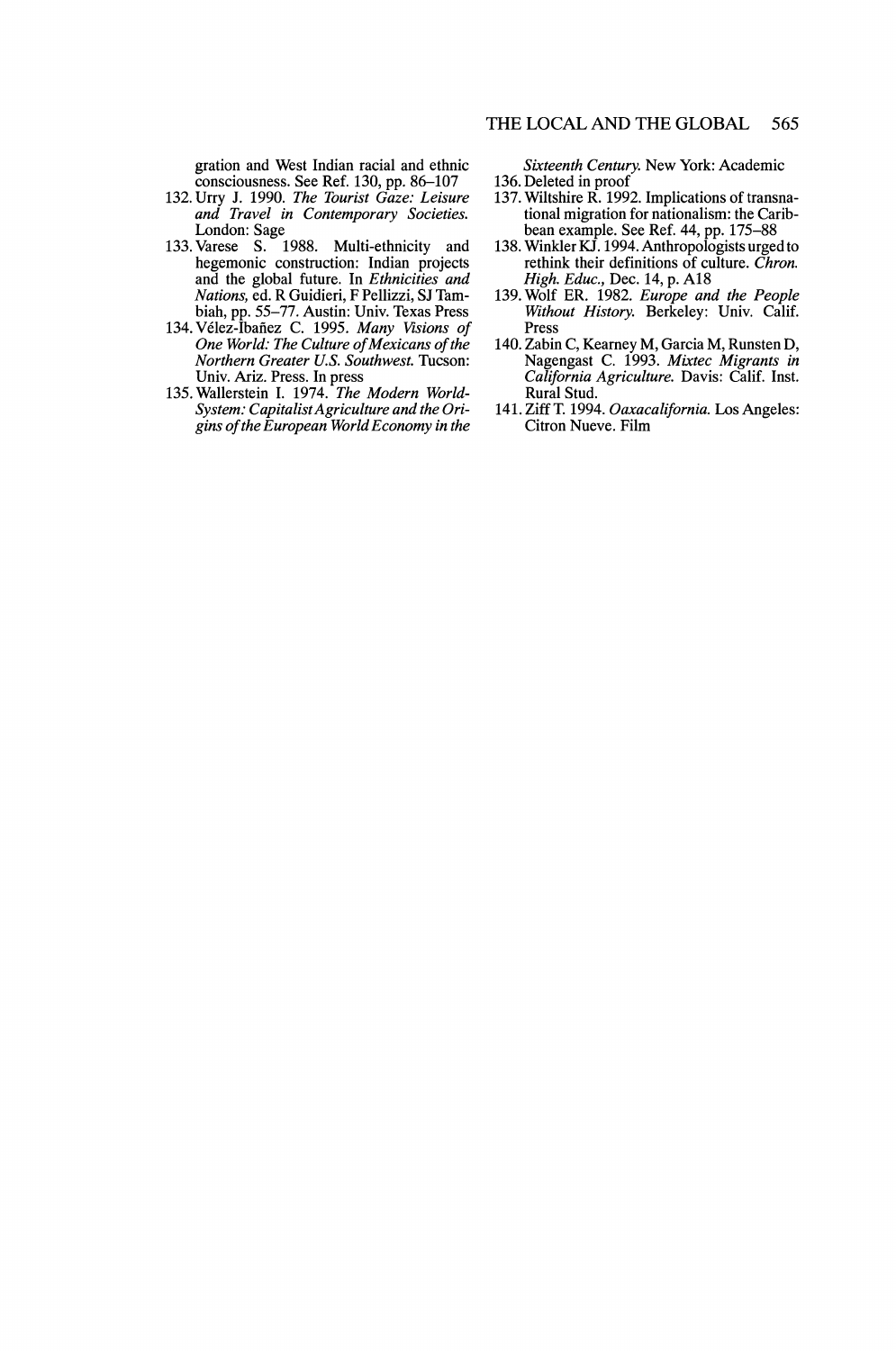gration and West Indian racial and ethnic consciousness. See Ref. 130, pp. 86–107

132. Urry J. 1990. *The Tourist Gaze: Leisure and Travel in Contemporary Societies.* London: Sage
133. Varese S. 1988. Multi-ethnicity and hegemonic construction: Indian projects and the global future. In *Ethnicities and Nations,* ed. R Guidieri, F Pellizzi, SJ Tambiah, pp. 55–77. Austin: Univ. Texas Press
134. Vélez-Ibañez C. 1995. *Many Visions of One World: The Culture of Mexicans of the Northern Greater U.S. Southwest.* Tucson: Univ. Ariz. Press. In press
135. Wallerstein I. 1974. *The Modern World-System: Capitalist Agriculture and the Origins of the European World Economy in the Sixteenth Century.* New York: Academic
136. Deleted in proof
137. Wiltshire R. 1992. Implications of transnational migration for nationalism: the Caribbean example. See Ref. 44, pp. 175–88
138. Winkler KJ. 1994. Anthropologists urged to rethink their definitions of culture. *Chron. High. Educ.,* Dec. 14, p. A18
139. Wolf ER. 1982. *Europe and the People Without History.* Berkeley: Univ. Calif. Press
140. Zabin C, Kearney M, Garcia M, Runsten D, Nagengast C. 1993. *Mixtec Migrants in California Agriculture.* Davis: Calif. Inst. Rural Stud.
141. Ziff T. 1994. *Oaxacalifornia.* Los Angeles: Citron Nueve. Film